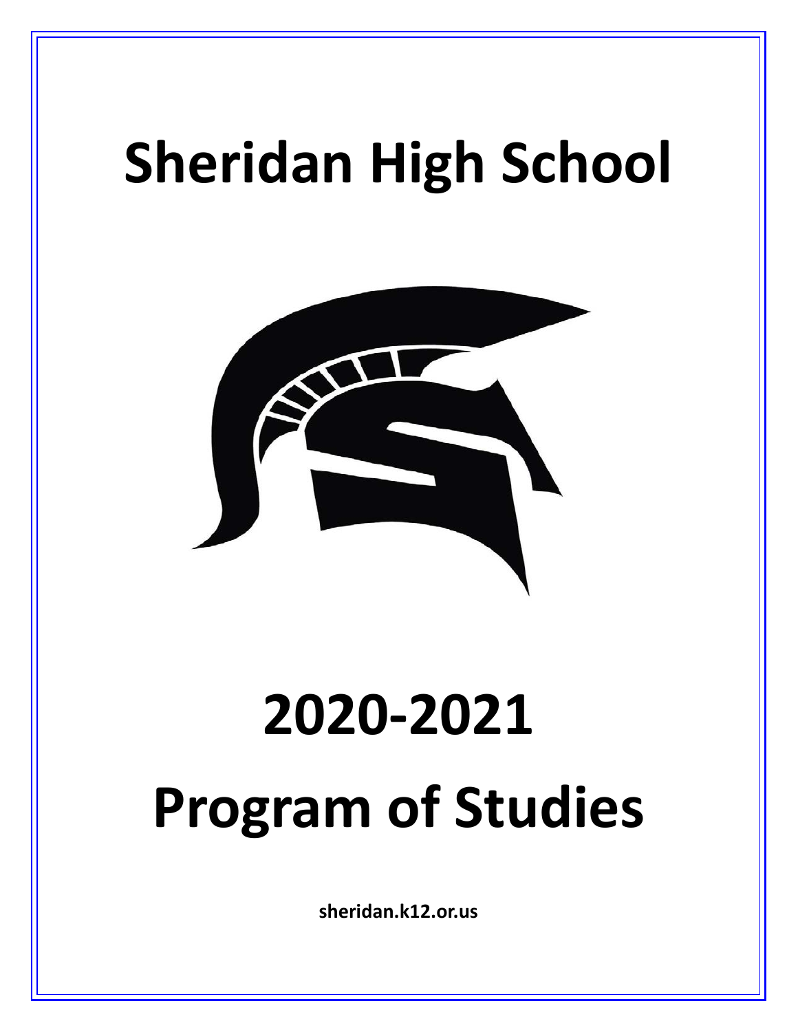# Sheridan High School

# 2020-2021

# Program of Studies

**sheridan.k12.or.us**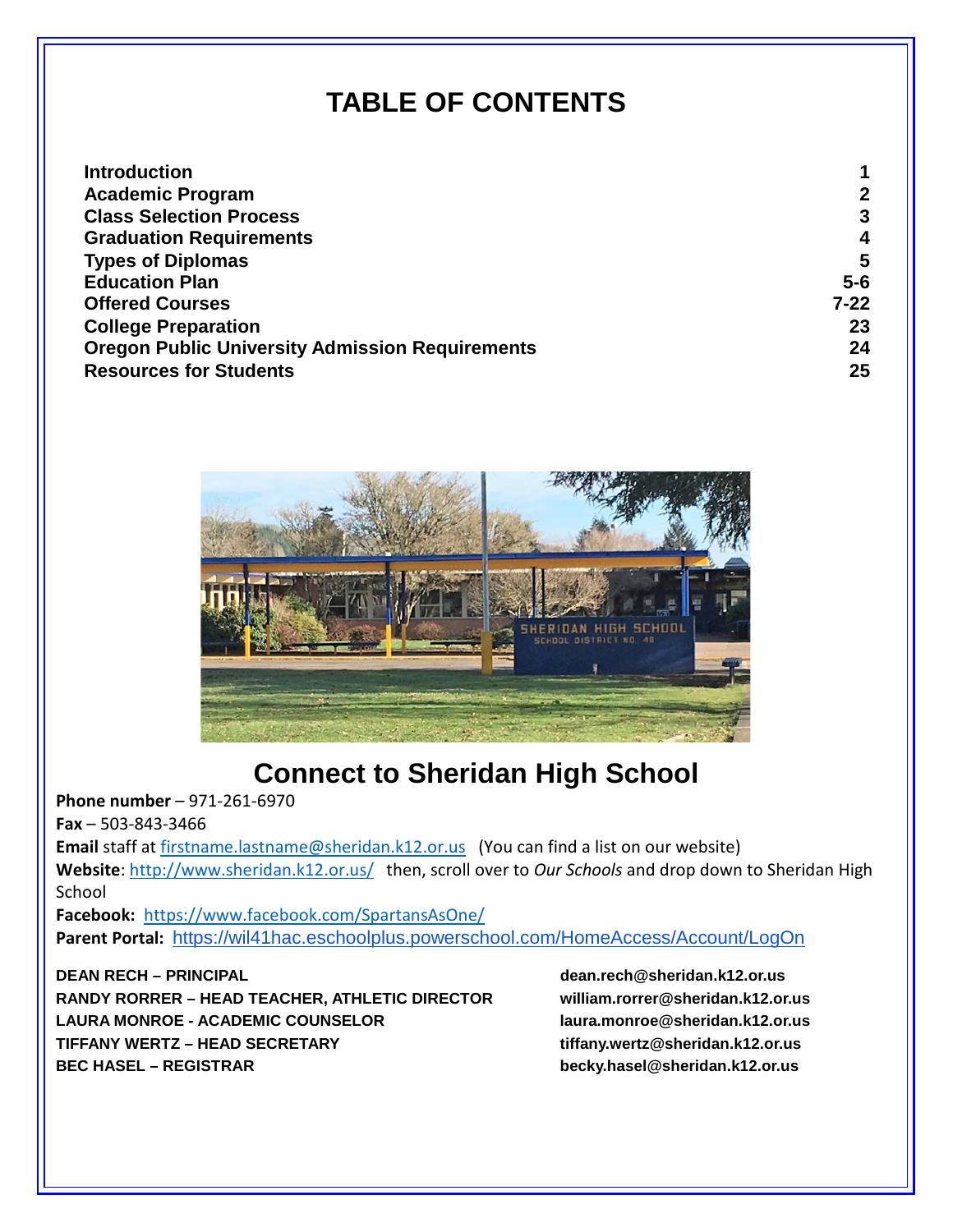# TABLE OF CONTENTS

| | |
|---|---|
| **Introduction** | **1** |
| **Academic Program** | **2** |
| **Class Selection Process** | **3** |
| **Graduation Requirements** | **4** |
| **Types of Diplomas** | **5** |
| **Education Plan** | **5-6** |
| **Offered Courses** | **7-22** |
| **College Preparation** | **23** |
| **Oregon Public University Admission Requirements** | **24** |
| **Resources for Students** | **25** |

## Connect to Sheridan High School

**Phone number** – 971-261-6970
**Fax** – 503-843-3466
**Email** staff at firstname.lastname@sheridan.k12.or.us (You can find a list on our website)
**Website**: http://www.sheridan.k12.or.us/ then, scroll over to *Our Schools* and drop down to Sheridan High School
**Facebook:** https://www.facebook.com/SpartansAsOne/
**Parent Portal:** https://wil41hac.eschoolplus.powerschool.com/HomeAccess/Account/LogOn

| | |
|---|---|
| **DEAN RECH – PRINCIPAL** | **dean.rech@sheridan.k12.or.us** |
| **RANDY RORRER – HEAD TEACHER, ATHLETIC DIRECTOR** | **william.rorrer@sheridan.k12.or.us** |
| **LAURA MONROE - ACADEMIC COUNSELOR** | **laura.monroe@sheridan.k12.or.us** |
| **TIFFANY WERTZ – HEAD SECRETARY** | **tiffany.wertz@sheridan.k12.or.us** |
| **BEC HASEL – REGISTRAR** | **becky.hasel@sheridan.k12.or.us** |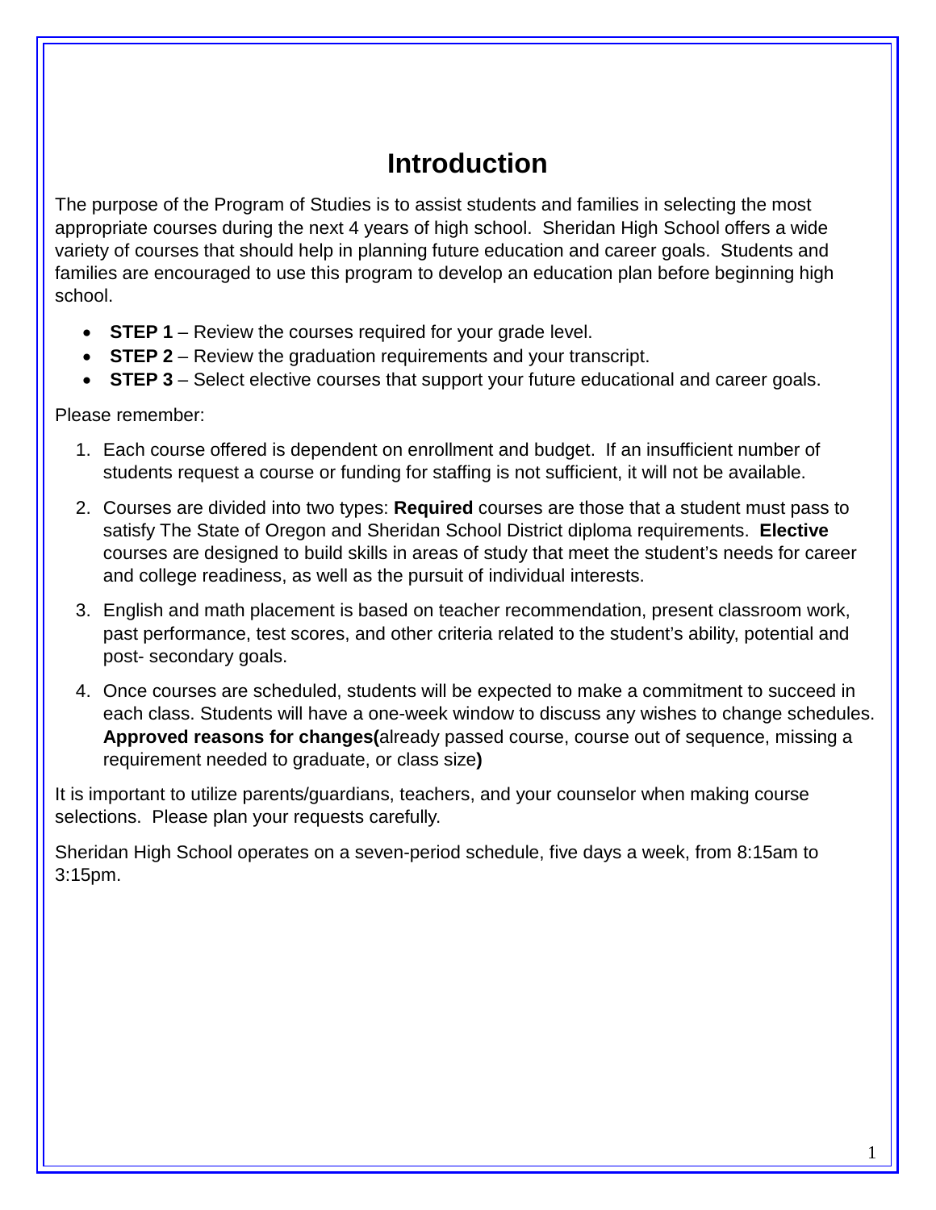# Introduction

The purpose of the Program of Studies is to assist students and families in selecting the most appropriate courses during the next 4 years of high school. Sheridan High School offers a wide variety of courses that should help in planning future education and career goals. Students and families are encouraged to use this program to develop an education plan before beginning high school.

- **STEP 1** – Review the courses required for your grade level.
- **STEP 2** – Review the graduation requirements and your transcript.
- **STEP 3** – Select elective courses that support your future educational and career goals.

Please remember:

1. Each course offered is dependent on enrollment and budget. If an insufficient number of students request a course or funding for staffing is not sufficient, it will not be available.
2. Courses are divided into two types: **Required** courses are those that a student must pass to satisfy The State of Oregon and Sheridan School District diploma requirements. **Elective** courses are designed to build skills in areas of study that meet the student's needs for career and college readiness, as well as the pursuit of individual interests.
3. English and math placement is based on teacher recommendation, present classroom work, past performance, test scores, and other criteria related to the student's ability, potential and post- secondary goals.
4. Once courses are scheduled, students will be expected to make a commitment to succeed in each class. Students will have a one-week window to discuss any wishes to change schedules. **Approved reasons for changes(**already passed course, course out of sequence, missing a requirement needed to graduate, or class size**)**

It is important to utilize parents/guardians, teachers, and your counselor when making course selections. Please plan your requests carefully.

Sheridan High School operates on a seven-period schedule, five days a week, from 8:15am to 3:15pm.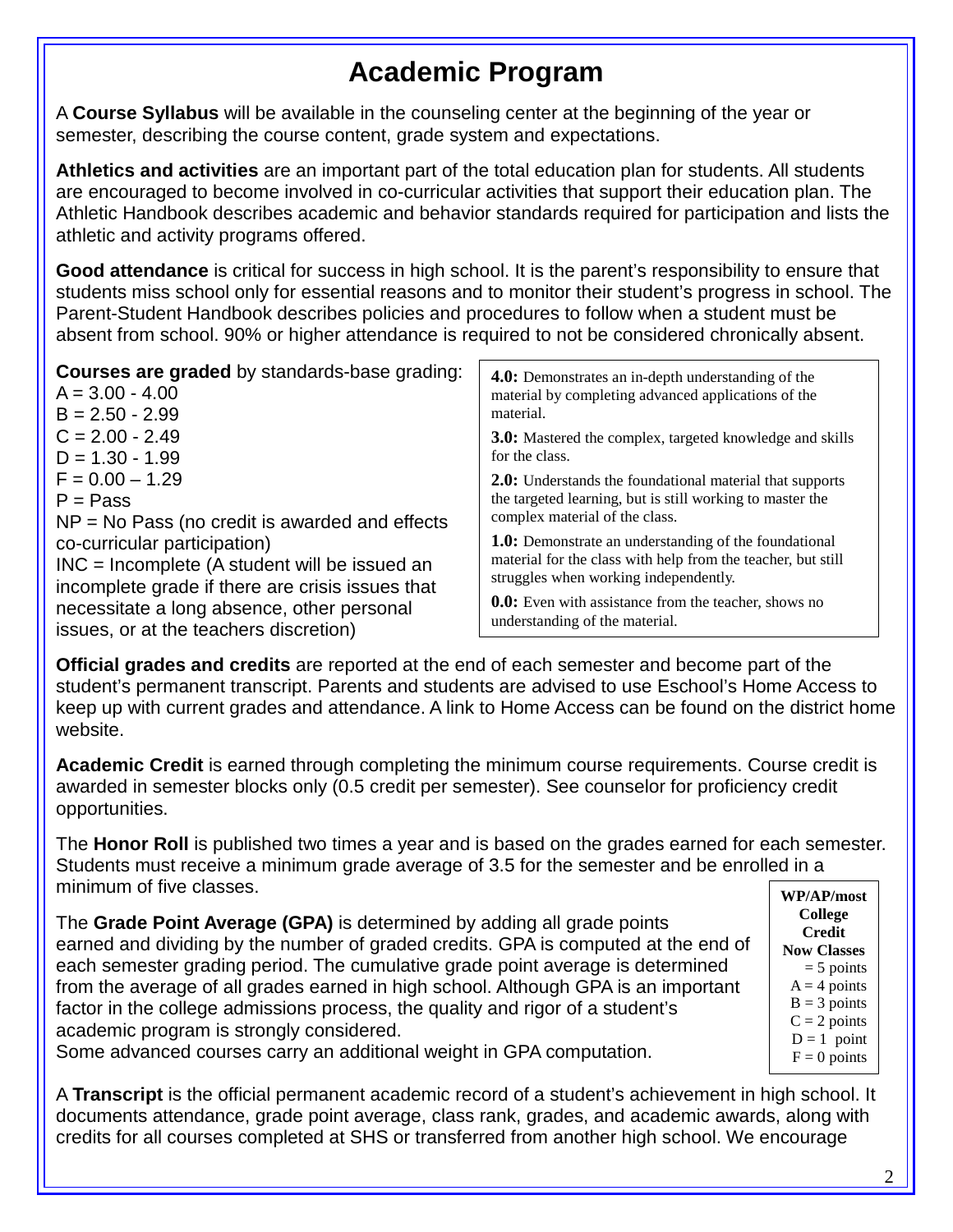# Academic Program

A **Course Syllabus** will be available in the counseling center at the beginning of the year or semester, describing the course content, grade system and expectations.

**Athletics and activities** are an important part of the total education plan for students. All students are encouraged to become involved in co-curricular activities that support their education plan. The Athletic Handbook describes academic and behavior standards required for participation and lists the athletic and activity programs offered.

**Good attendance** is critical for success in high school. It is the parent's responsibility to ensure that students miss school only for essential reasons and to monitor their student's progress in school. The Parent-Student Handbook describes policies and procedures to follow when a student must be absent from school. 90% or higher attendance is required to not be considered chronically absent.

**Courses are graded** by standards-base grading:

A = 3.00 - 4.00
B = 2.50 - 2.99
C = 2.00 - 2.49
D = 1.30 - 1.99
F = 0.00 – 1.29
P = Pass
NP = No Pass (no credit is awarded and effects co-curricular participation)
INC = Incomplete (A student will be issued an incomplete grade if there are crisis issues that necessitate a long absence, other personal issues, or at the teachers discretion)

**4.0:** Demonstrates an in-depth understanding of the material by completing advanced applications of the material.

**3.0:** Mastered the complex, targeted knowledge and skills for the class.

**2.0:** Understands the foundational material that supports the targeted learning, but is still working to master the complex material of the class.

**1.0:** Demonstrate an understanding of the foundational material for the class with help from the teacher, but still struggles when working independently.

**0.0:** Even with assistance from the teacher, shows no understanding of the material.

**Official grades and credits** are reported at the end of each semester and become part of the student's permanent transcript. Parents and students are advised to use Eschool's Home Access to keep up with current grades and attendance. A link to Home Access can be found on the district home website.

**Academic Credit** is earned through completing the minimum course requirements. Course credit is awarded in semester blocks only (0.5 credit per semester). See counselor for proficiency credit opportunities.

The **Honor Roll** is published two times a year and is based on the grades earned for each semester. Students must receive a minimum grade average of 3.5 for the semester and be enrolled in a minimum of five classes.

The **Grade Point Average (GPA)** is determined by adding all grade points earned and dividing by the number of graded credits. GPA is computed at the end of each semester grading period. The cumulative grade point average is determined from the average of all grades earned in high school. Although GPA is an important factor in the college admissions process, the quality and rigor of a student's academic program is strongly considered.
Some advanced courses carry an additional weight in GPA computation.

**WP/AP/most College Credit Now Classes** = 5 points
A = 4 points
B = 3 points
C = 2 points
D = 1 point
F = 0 points

A **Transcript** is the official permanent academic record of a student's achievement in high school. It documents attendance, grade point average, class rank, grades, and academic awards, along with credits for all courses completed at SHS or transferred from another high school. We encourage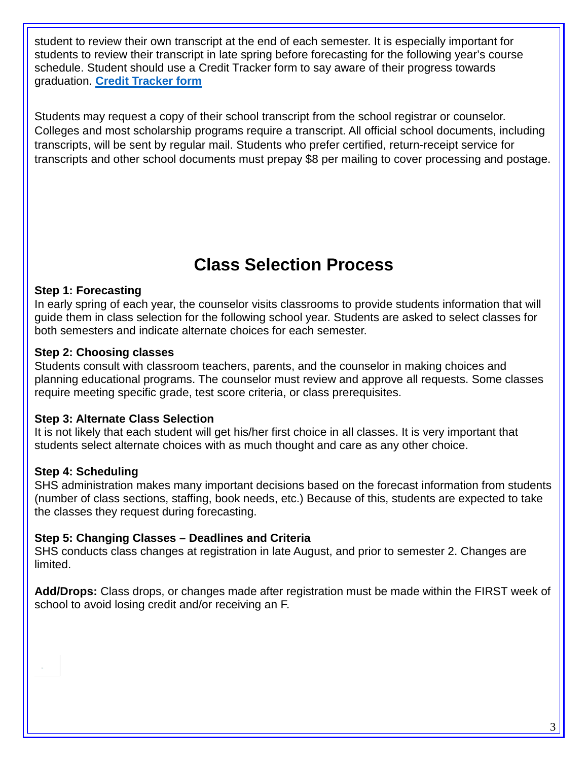student to review their own transcript at the end of each semester. It is especially important for students to review their transcript in late spring before forecasting for the following year's course schedule. Student should use a Credit Tracker form to say aware of their progress towards graduation. **Credit Tracker form**

Students may request a copy of their school transcript from the school registrar or counselor. Colleges and most scholarship programs require a transcript. All official school documents, including transcripts, will be sent by regular mail. Students who prefer certified, return-receipt service for transcripts and other school documents must prepay $8 per mailing to cover processing and postage.

# Class Selection Process

**Step 1: Forecasting**
In early spring of each year, the counselor visits classrooms to provide students information that will guide them in class selection for the following school year. Students are asked to select classes for both semesters and indicate alternate choices for each semester.

**Step 2: Choosing classes**
Students consult with classroom teachers, parents, and the counselor in making choices and planning educational programs. The counselor must review and approve all requests. Some classes require meeting specific grade, test score criteria, or class prerequisites.

**Step 3: Alternate Class Selection**
It is not likely that each student will get his/her first choice in all classes. It is very important that students select alternate choices with as much thought and care as any other choice.

**Step 4: Scheduling**
SHS administration makes many important decisions based on the forecast information from students (number of class sections, staffing, book needs, etc.) Because of this, students are expected to take the classes they request during forecasting.

**Step 5: Changing Classes – Deadlines and Criteria**
SHS conducts class changes at registration in late August, and prior to semester 2. Changes are limited.

**Add/Drops:** Class drops, or changes made after registration must be made within the FIRST week of school to avoid losing credit and/or receiving an F.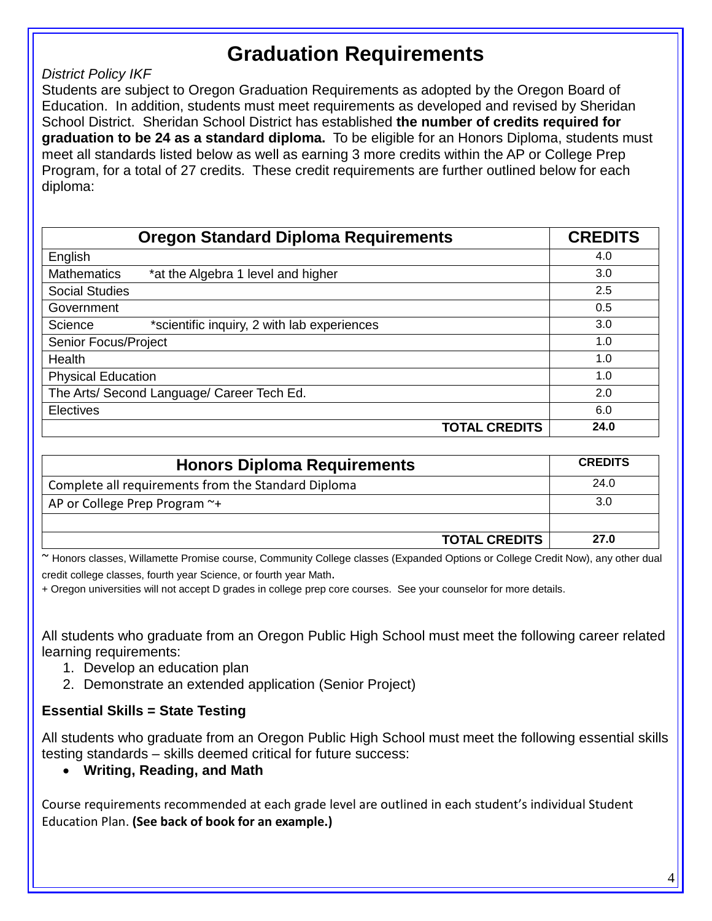# Graduation Requirements

*District Policy IKF*

Students are subject to Oregon Graduation Requirements as adopted by the Oregon Board of Education. In addition, students must meet requirements as developed and revised by Sheridan School District. Sheridan School District has established **the number of credits required for graduation to be 24 as a standard diploma.** To be eligible for an Honors Diploma, students must meet all standards listed below as well as earning 3 more credits within the AP or College Prep Program, for a total of 27 credits. These credit requirements are further outlined below for each diploma:

| Oregon Standard Diploma Requirements | CREDITS |
|---|---|
| English | 4.0 |
| Mathematics *at the Algebra 1 level and higher | 3.0 |
| Social Studies | 2.5 |
| Government | 0.5 |
| Science *scientific inquiry, 2 with lab experiences | 3.0 |
| Senior Focus/Project | 1.0 |
| Health | 1.0 |
| Physical Education | 1.0 |
| The Arts/ Second Language/ Career Tech Ed. | 2.0 |
| Electives | 6.0 |
| **TOTAL CREDITS** | **24.0** |

| Honors Diploma Requirements | CREDITS |
|---|---|
| Complete all requirements from the Standard Diploma | 24.0 |
| AP or College Prep Program ~+ | 3.0 |
| | |
| **TOTAL CREDITS** | **27.0** |

~ Honors classes, Willamette Promise course, Community College classes (Expanded Options or College Credit Now), any other dual credit college classes, fourth year Science, or fourth year Math.

+ Oregon universities will not accept D grades in college prep core courses. See your counselor for more details.

All students who graduate from an Oregon Public High School must meet the following career related learning requirements:

1. Develop an education plan
2. Demonstrate an extended application (Senior Project)

**Essential Skills = State Testing**

All students who graduate from an Oregon Public High School must meet the following essential skills testing standards – skills deemed critical for future success:

- **Writing, Reading, and Math**

Course requirements recommended at each grade level are outlined in each student's individual Student Education Plan. **(See back of book for an example.)**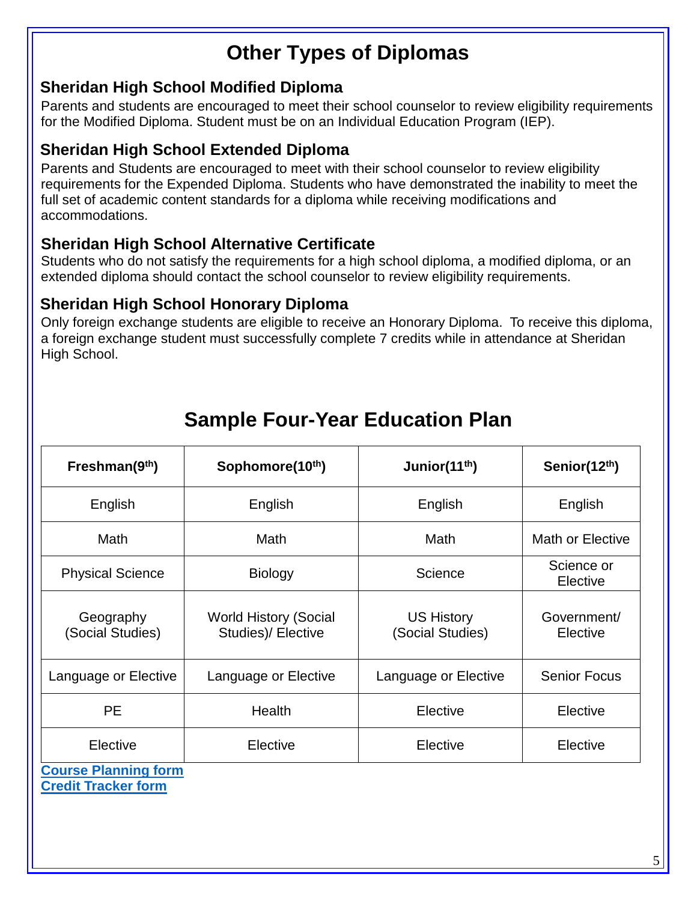# Other Types of Diplomas

### Sheridan High School Modified Diploma

Parents and students are encouraged to meet their school counselor to review eligibility requirements for the Modified Diploma. Student must be on an Individual Education Program (IEP).

### Sheridan High School Extended Diploma

Parents and Students are encouraged to meet with their school counselor to review eligibility requirements for the Expended Diploma. Students who have demonstrated the inability to meet the full set of academic content standards for a diploma while receiving modifications and accommodations.

### Sheridan High School Alternative Certificate

Students who do not satisfy the requirements for a high school diploma, a modified diploma, or an extended diploma should contact the school counselor to review eligibility requirements.

### Sheridan High School Honorary Diploma

Only foreign exchange students are eligible to receive an Honorary Diploma. To receive this diploma, a foreign exchange student must successfully complete 7 credits while in attendance at Sheridan High School.

# Sample Four-Year Education Plan

| Freshman(9th) | Sophomore(10th) | Junior(11th) | Senior(12th) |
|---|---|---|---|
| English | English | English | English |
| Math | Math | Math | Math or Elective |
| Physical Science | Biology | Science | Science or Elective |
| Geography (Social Studies) | World History (Social Studies)/ Elective | US History (Social Studies) | Government/ Elective |
| Language or Elective | Language or Elective | Language or Elective | Senior Focus |
| PE | Health | Elective | Elective |
| Elective | Elective | Elective | Elective |

**Course Planning form**
**Credit Tracker form**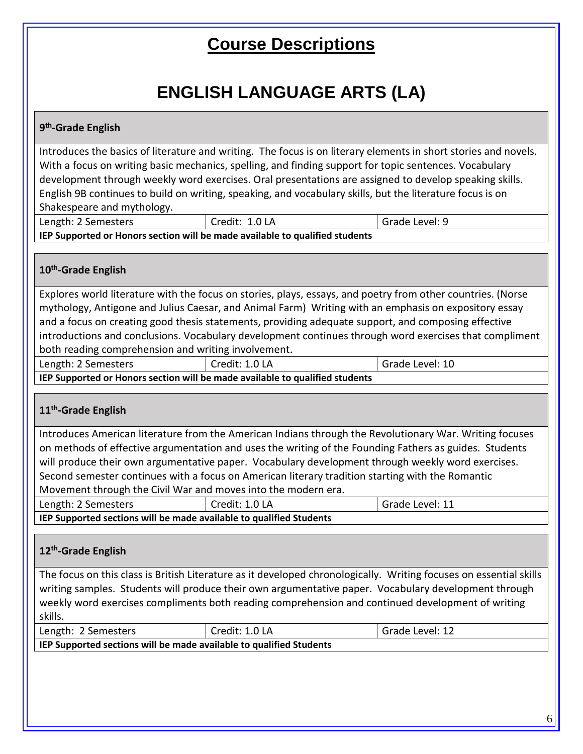# Course Descriptions

## ENGLISH LANGUAGE ARTS (LA)

### 9th-Grade English

Introduces the basics of literature and writing.  The focus is on literary elements in short stories and novels. With a focus on writing basic mechanics, spelling, and finding support for topic sentences. Vocabulary development through weekly word exercises. Oral presentations are assigned to develop speaking skills. English 9B continues to build on writing, speaking, and vocabulary skills, but the literature focus is on Shakespeare and mythology.

| Length: 2 Semesters | Credit:  1.0 LA | Grade Level: 9 |
|---|---|---|

**IEP Supported or Honors section will be made available to qualified students**

### 10th-Grade English

Explores world literature with the focus on stories, plays, essays, and poetry from other countries. (Norse mythology, Antigone and Julius Caesar, and Animal Farm)  Writing with an emphasis on expository essay and a focus on creating good thesis statements, providing adequate support, and composing effective introductions and conclusions. Vocabulary development continues through word exercises that compliment both reading comprehension and writing involvement.

| Length: 2 Semesters | Credit: 1.0 LA | Grade Level: 10 |
|---|---|---|

**IEP Supported or Honors section will be made available to qualified students**

### 11th-Grade English

Introduces American literature from the American Indians through the Revolutionary War. Writing focuses on methods of effective argumentation and uses the writing of the Founding Fathers as guides.  Students will produce their own argumentative paper.  Vocabulary development through weekly word exercises. Second semester continues with a focus on American literary tradition starting with the Romantic Movement through the Civil War and moves into the modern era.

| Length: 2 Semesters | Credit: 1.0 LA | Grade Level: 11 |
|---|---|---|

**IEP Supported sections will be made available to qualified Students**

### 12th-Grade English

The focus on this class is British Literature as it developed chronologically.  Writing focuses on essential skills writing samples.  Students will produce their own argumentative paper.  Vocabulary development through weekly word exercises compliments both reading comprehension and continued development of writing skills.

| Length:  2 Semesters | Credit: 1.0 LA | Grade Level: 12 |
|---|---|---|

**IEP Supported sections will be made available to qualified Students**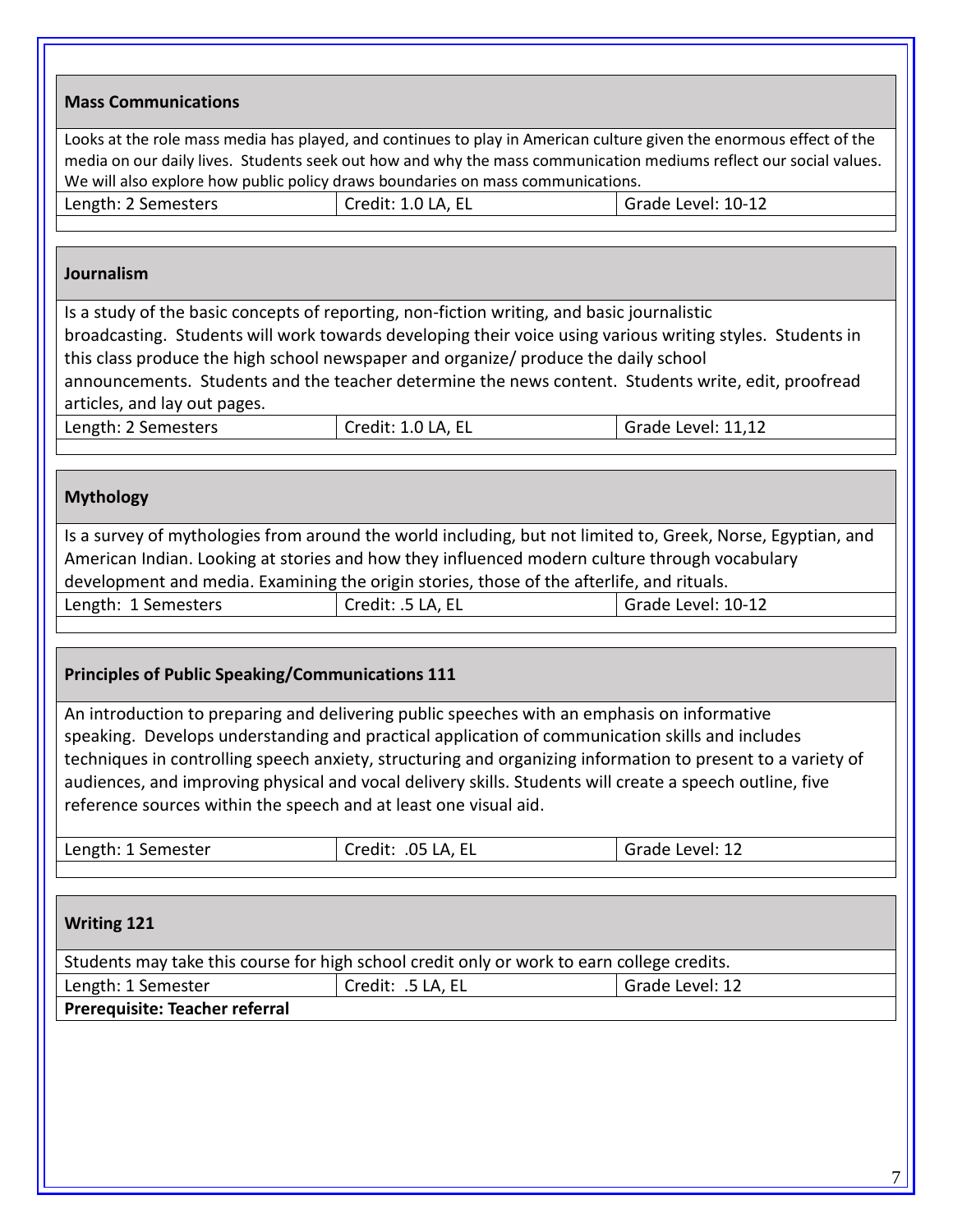### Mass Communications

Looks at the role mass media has played, and continues to play in American culture given the enormous effect of the media on our daily lives. Students seek out how and why the mass communication mediums reflect our social values. We will also explore how public policy draws boundaries on mass communications.

| Length: 2 Semesters | Credit: 1.0 LA, EL | Grade Level: 10-12 |
|---|---|---|

### Journalism

Is a study of the basic concepts of reporting, non-fiction writing, and basic journalistic broadcasting. Students will work towards developing their voice using various writing styles. Students in this class produce the high school newspaper and organize/ produce the daily school announcements. Students and the teacher determine the news content. Students write, edit, proofread articles, and lay out pages.

| Length: 2 Semesters | Credit: 1.0 LA, EL | Grade Level: 11,12 |
|---|---|---|

### Mythology

Is a survey of mythologies from around the world including, but not limited to, Greek, Norse, Egyptian, and American Indian. Looking at stories and how they influenced modern culture through vocabulary development and media. Examining the origin stories, those of the afterlife, and rituals.

| Length: 1 Semesters | Credit: .5 LA, EL | Grade Level: 10-12 |
|---|---|---|

### Principles of Public Speaking/Communications 111

An introduction to preparing and delivering public speeches with an emphasis on informative speaking. Develops understanding and practical application of communication skills and includes techniques in controlling speech anxiety, structuring and organizing information to present to a variety of audiences, and improving physical and vocal delivery skills. Students will create a speech outline, five reference sources within the speech and at least one visual aid.

| Length: 1 Semester | Credit: .05 LA, EL | Grade Level: 12 |
|---|---|---|

### Writing 121

Students may take this course for high school credit only or work to earn college credits.

| Length: 1 Semester | Credit: .5 LA, EL | Grade Level: 12 |
|---|---|---|

**Prerequisite: Teacher referral**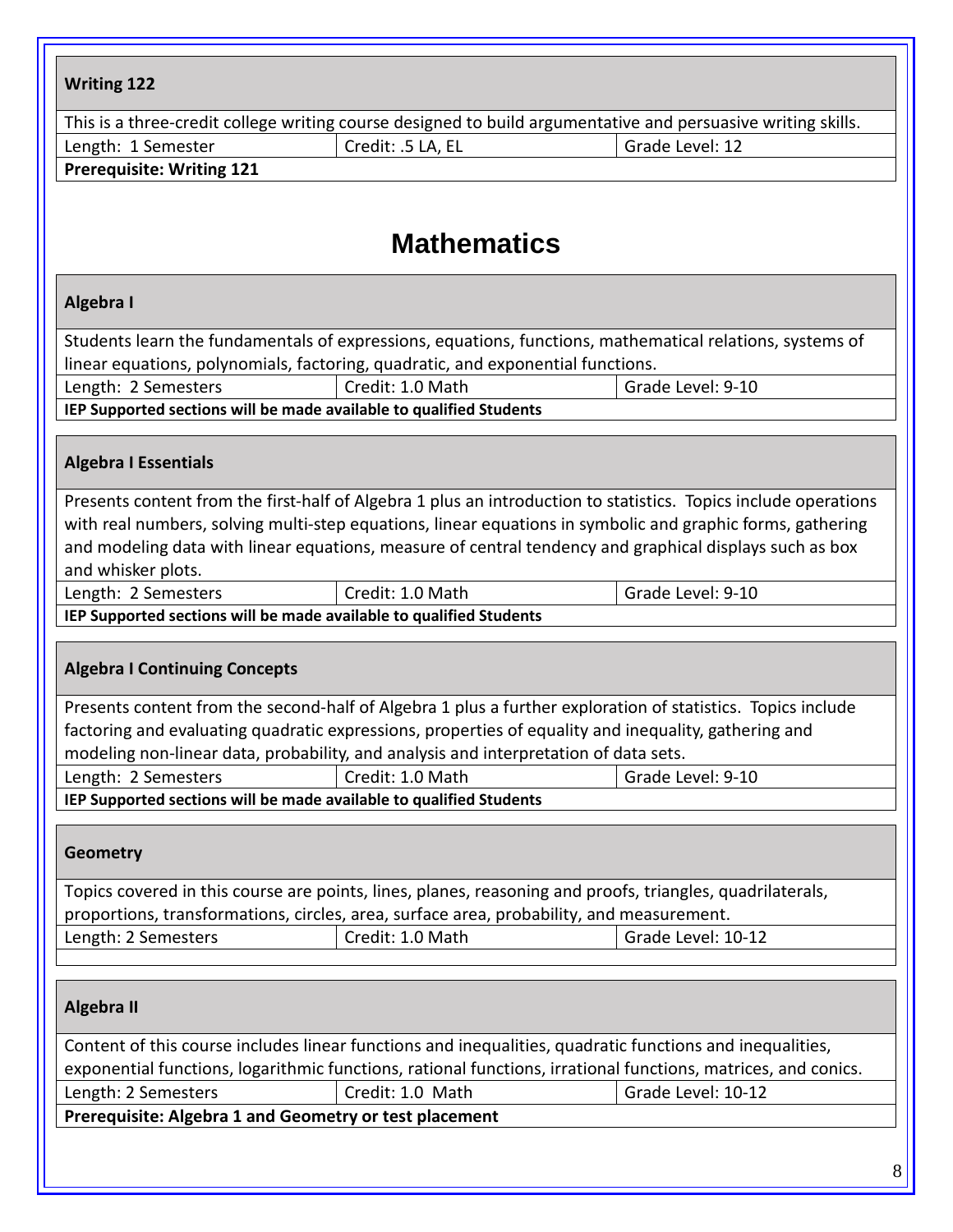### Writing 122

This is a three-credit college writing course designed to build argumentative and persuasive writing skills.

| Length: 1 Semester | Credit: .5 LA, EL | Grade Level: 12 |
|---|---|---|

**Prerequisite: Writing 121**

# Mathematics

### Algebra I

Students learn the fundamentals of expressions, equations, functions, mathematical relations, systems of linear equations, polynomials, factoring, quadratic, and exponential functions.

| Length: 2 Semesters | Credit: 1.0 Math | Grade Level: 9-10 |
|---|---|---|

**IEP Supported sections will be made available to qualified Students**

### Algebra I Essentials

Presents content from the first-half of Algebra 1 plus an introduction to statistics. Topics include operations with real numbers, solving multi-step equations, linear equations in symbolic and graphic forms, gathering and modeling data with linear equations, measure of central tendency and graphical displays such as box and whisker plots.

| Length: 2 Semesters | Credit: 1.0 Math | Grade Level: 9-10 |
|---|---|---|

**IEP Supported sections will be made available to qualified Students**

### Algebra I Continuing Concepts

Presents content from the second-half of Algebra 1 plus a further exploration of statistics. Topics include factoring and evaluating quadratic expressions, properties of equality and inequality, gathering and modeling non-linear data, probability, and analysis and interpretation of data sets.

| Length: 2 Semesters | Credit: 1.0 Math | Grade Level: 9-10 |
|---|---|---|

**IEP Supported sections will be made available to qualified Students**

### Geometry

Topics covered in this course are points, lines, planes, reasoning and proofs, triangles, quadrilaterals, proportions, transformations, circles, area, surface area, probability, and measurement.

| Length: 2 Semesters | Credit: 1.0 Math | Grade Level: 10-12 |
|---|---|---|

### Algebra II

Content of this course includes linear functions and inequalities, quadratic functions and inequalities, exponential functions, logarithmic functions, rational functions, irrational functions, matrices, and conics.

| Length: 2 Semesters | Credit: 1.0 Math | Grade Level: 10-12 |
|---|---|---|

**Prerequisite: Algebra 1 and Geometry or test placement**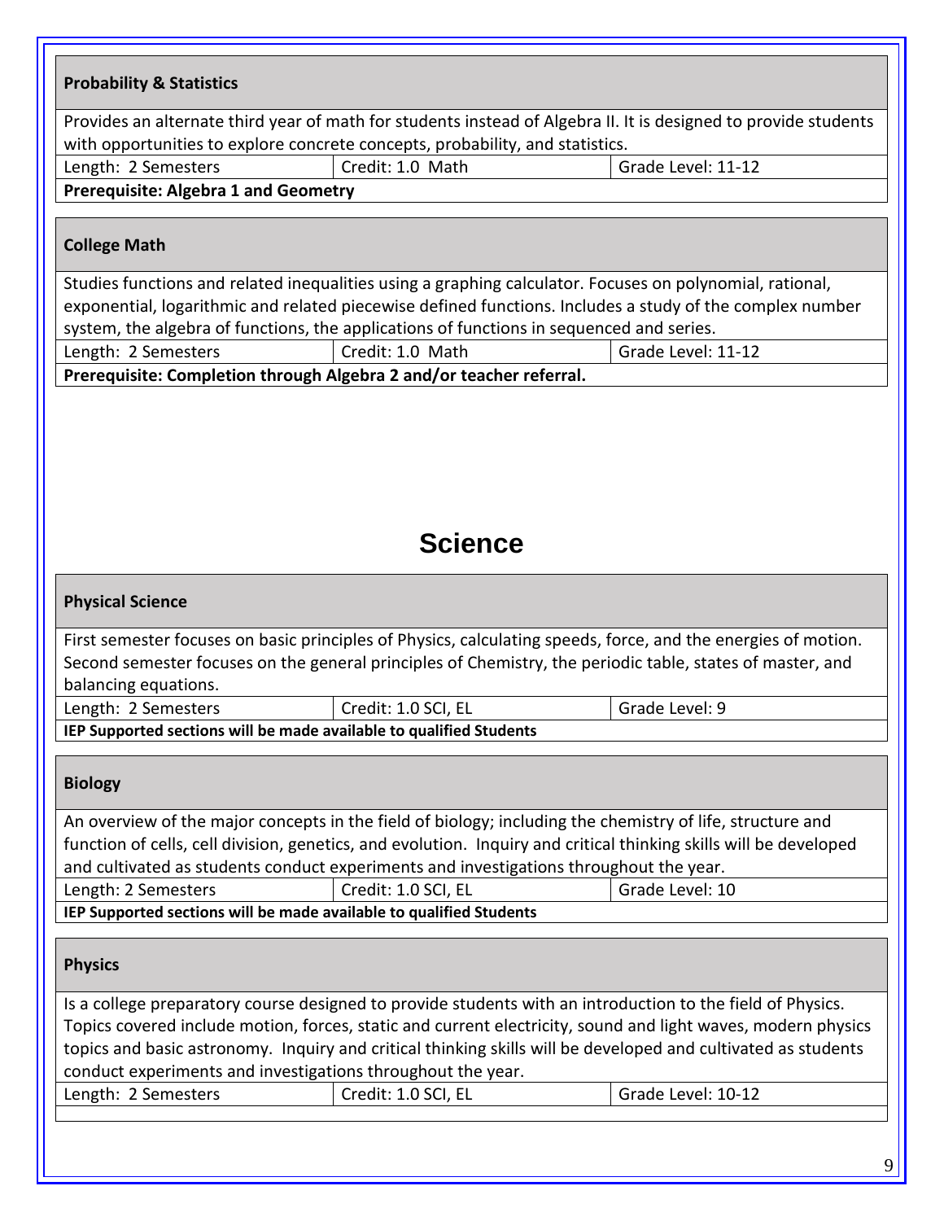### Probability & Statistics

Provides an alternate third year of math for students instead of Algebra II. It is designed to provide students with opportunities to explore concrete concepts, probability, and statistics.

| Length: 2 Semesters | Credit: 1.0 Math | Grade Level: 11-12 |
| --- | --- | --- |

**Prerequisite: Algebra 1 and Geometry**

### College Math

Studies functions and related inequalities using a graphing calculator. Focuses on polynomial, rational, exponential, logarithmic and related piecewise defined functions. Includes a study of the complex number system, the algebra of functions, the applications of functions in sequenced and series.

| Length: 2 Semesters | Credit: 1.0 Math | Grade Level: 11-12 |
| --- | --- | --- |

**Prerequisite: Completion through Algebra 2 and/or teacher referral.**

# Science

### Physical Science

First semester focuses on basic principles of Physics, calculating speeds, force, and the energies of motion. Second semester focuses on the general principles of Chemistry, the periodic table, states of master, and balancing equations.

| Length: 2 Semesters | Credit: 1.0 SCI, EL | Grade Level: 9 |
| --- | --- | --- |

**IEP Supported sections will be made available to qualified Students**

### Biology

An overview of the major concepts in the field of biology; including the chemistry of life, structure and function of cells, cell division, genetics, and evolution. Inquiry and critical thinking skills will be developed and cultivated as students conduct experiments and investigations throughout the year.

| Length: 2 Semesters | Credit: 1.0 SCI, EL | Grade Level: 10 |
| --- | --- | --- |

**IEP Supported sections will be made available to qualified Students**

### Physics

Is a college preparatory course designed to provide students with an introduction to the field of Physics. Topics covered include motion, forces, static and current electricity, sound and light waves, modern physics topics and basic astronomy. Inquiry and critical thinking skills will be developed and cultivated as students conduct experiments and investigations throughout the year.

| Length: 2 Semesters | Credit: 1.0 SCI, EL | Grade Level: 10-12 |
| --- | --- | --- |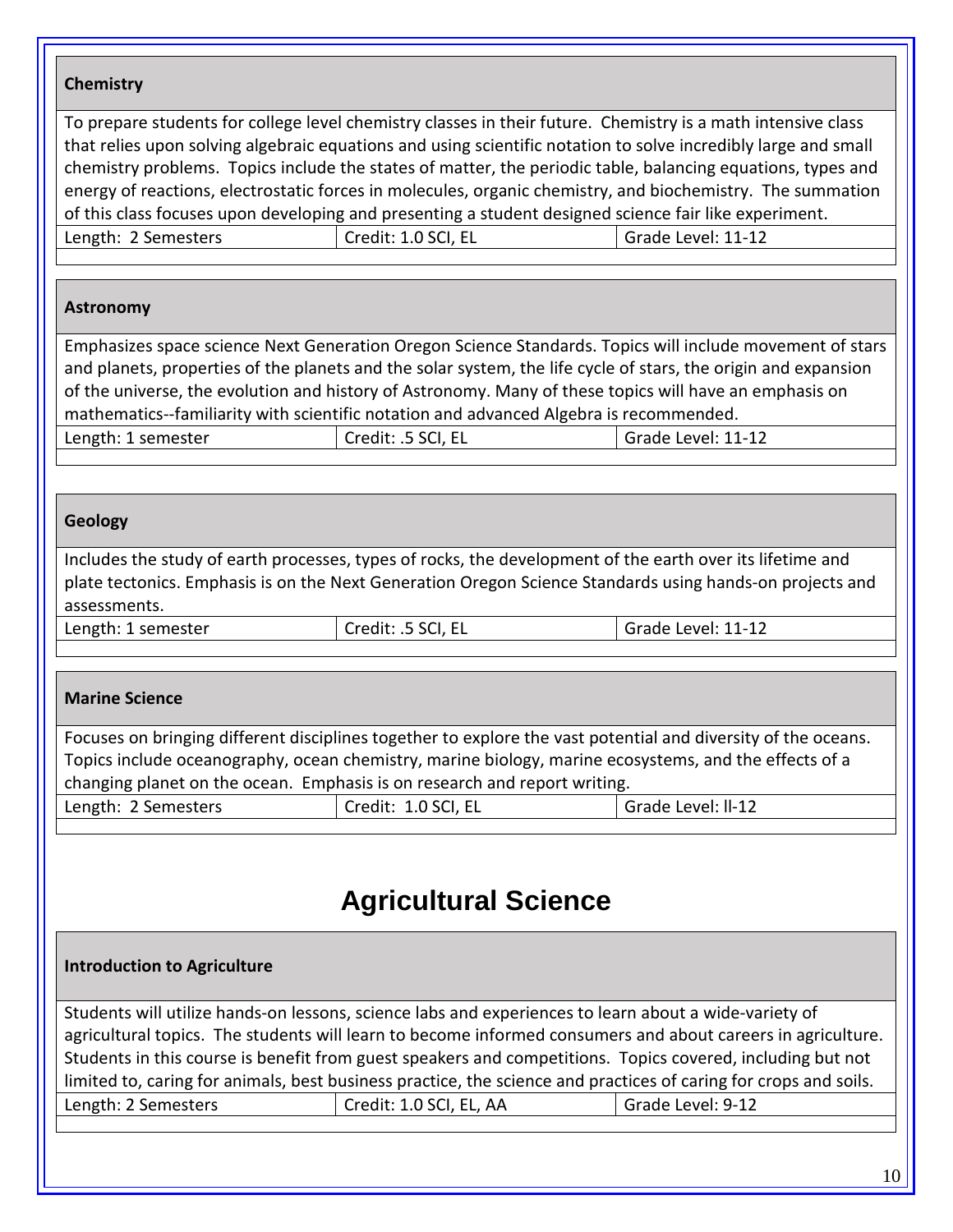### Chemistry

To prepare students for college level chemistry classes in their future. Chemistry is a math intensive class that relies upon solving algebraic equations and using scientific notation to solve incredibly large and small chemistry problems. Topics include the states of matter, the periodic table, balancing equations, types and energy of reactions, electrostatic forces in molecules, organic chemistry, and biochemistry. The summation of this class focuses upon developing and presenting a student designed science fair like experiment.

| Length: 2 Semesters | Credit: 1.0 SCI, EL | Grade Level: 11-12 |
|---|---|---|

### Astronomy

Emphasizes space science Next Generation Oregon Science Standards. Topics will include movement of stars and planets, properties of the planets and the solar system, the life cycle of stars, the origin and expansion of the universe, the evolution and history of Astronomy. Many of these topics will have an emphasis on mathematics--familiarity with scientific notation and advanced Algebra is recommended.

| Length: 1 semester | Credit: .5 SCI, EL | Grade Level: 11-12 |
|---|---|---|

### Geology

Includes the study of earth processes, types of rocks, the development of the earth over its lifetime and plate tectonics. Emphasis is on the Next Generation Oregon Science Standards using hands-on projects and assessments.

| Length: 1 semester | Credit: .5 SCI, EL | Grade Level: 11-12 |
|---|---|---|

### Marine Science

Focuses on bringing different disciplines together to explore the vast potential and diversity of the oceans. Topics include oceanography, ocean chemistry, marine biology, marine ecosystems, and the effects of a changing planet on the ocean. Emphasis is on research and report writing.

| Length: 2 Semesters | Credit: 1.0 SCI, EL | Grade Level: ll-12 |
|---|---|---|

## Agricultural Science

### Introduction to Agriculture

Students will utilize hands-on lessons, science labs and experiences to learn about a wide-variety of agricultural topics. The students will learn to become informed consumers and about careers in agriculture. Students in this course is benefit from guest speakers and competitions. Topics covered, including but not limited to, caring for animals, best business practice, the science and practices of caring for crops and soils.

| Length: 2 Semesters | Credit: 1.0 SCI, EL, AA | Grade Level: 9-12 |
|---|---|---|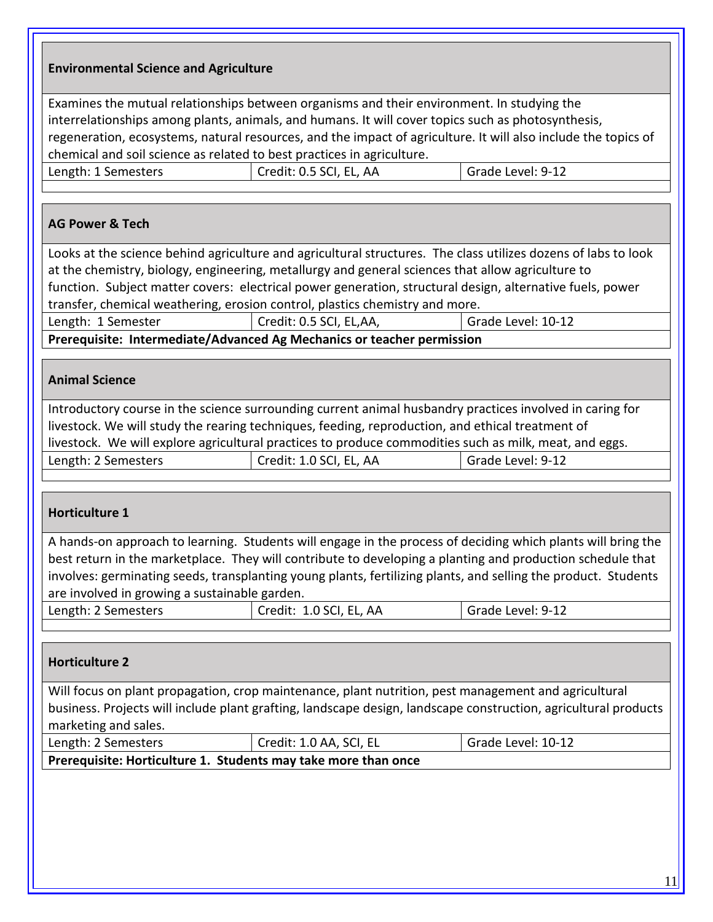### Environmental Science and Agriculture

Examines the mutual relationships between organisms and their environment. In studying the interrelationships among plants, animals, and humans. It will cover topics such as photosynthesis, regeneration, ecosystems, natural resources, and the impact of agriculture. It will also include the topics of chemical and soil science as related to best practices in agriculture.

| Length: 1 Semesters | Credit: 0.5 SCI, EL, AA | Grade Level: 9-12 |
|---|---|---|

### AG Power & Tech

Looks at the science behind agriculture and agricultural structures. The class utilizes dozens of labs to look at the chemistry, biology, engineering, metallurgy and general sciences that allow agriculture to function. Subject matter covers: electrical power generation, structural design, alternative fuels, power transfer, chemical weathering, erosion control, plastics chemistry and more.

| Length: 1 Semester | Credit: 0.5 SCI, EL,AA, | Grade Level: 10-12 |
|---|---|---|

**Prerequisite: Intermediate/Advanced Ag Mechanics or teacher permission**

### Animal Science

Introductory course in the science surrounding current animal husbandry practices involved in caring for livestock. We will study the rearing techniques, feeding, reproduction, and ethical treatment of livestock. We will explore agricultural practices to produce commodities such as milk, meat, and eggs.

| Length: 2 Semesters | Credit: 1.0 SCI, EL, AA | Grade Level: 9-12 |
|---|---|---|

### Horticulture 1

A hands-on approach to learning. Students will engage in the process of deciding which plants will bring the best return in the marketplace. They will contribute to developing a planting and production schedule that involves: germinating seeds, transplanting young plants, fertilizing plants, and selling the product. Students are involved in growing a sustainable garden.

| Length: 2 Semesters | Credit: 1.0 SCI, EL, AA | Grade Level: 9-12 |
|---|---|---|

### Horticulture 2

Will focus on plant propagation, crop maintenance, plant nutrition, pest management and agricultural business. Projects will include plant grafting, landscape design, landscape construction, agricultural products marketing and sales.

| Length: 2 Semesters | Credit: 1.0 AA, SCI, EL | Grade Level: 10-12 |
|---|---|---|

**Prerequisite: Horticulture 1. Students may take more than once**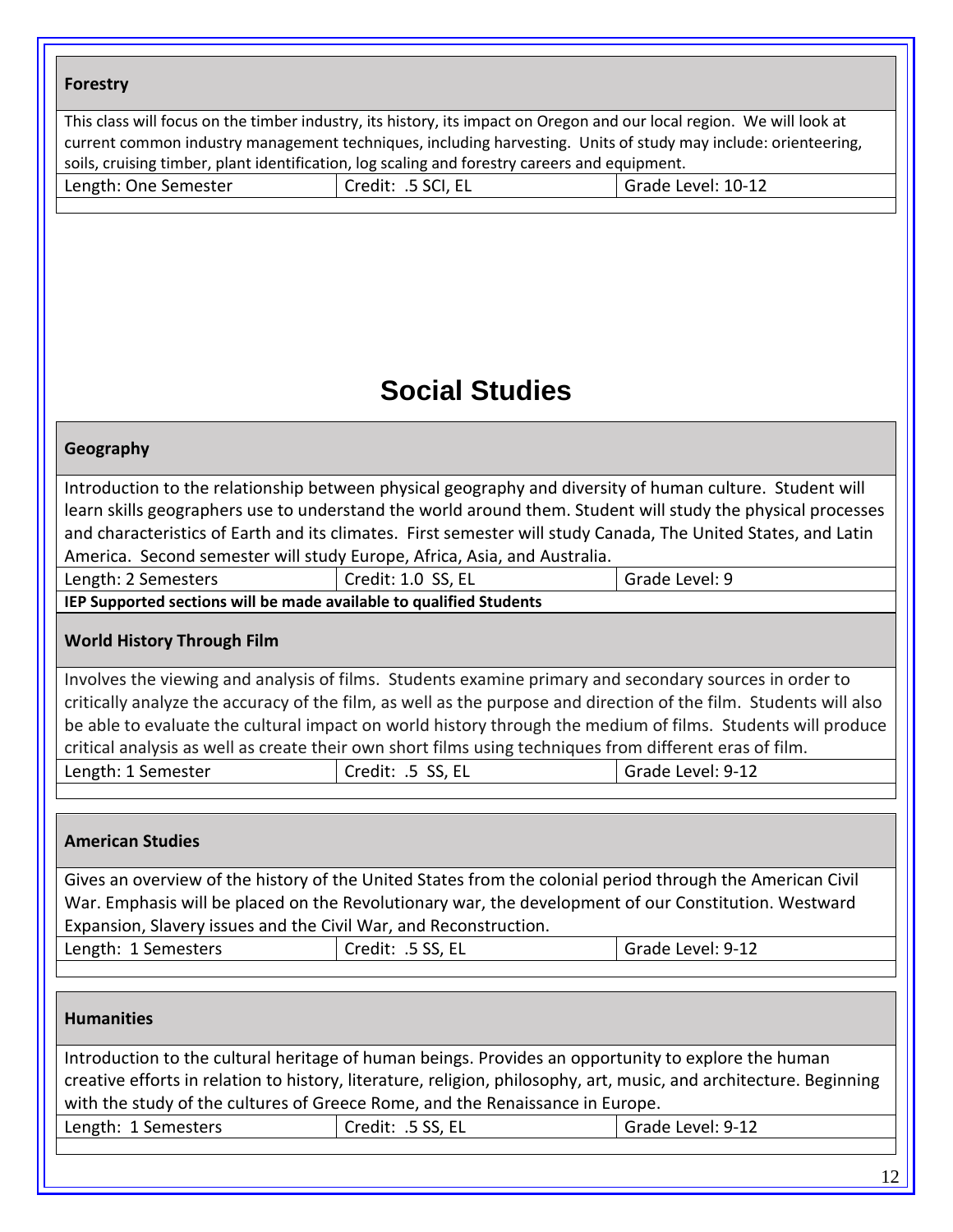### Forestry

This class will focus on the timber industry, its history, its impact on Oregon and our local region. We will look at current common industry management techniques, including harvesting. Units of study may include: orienteering, soils, cruising timber, plant identification, log scaling and forestry careers and equipment.

| Length: One Semester | Credit: .5 SCI, EL | Grade Level: 10-12 |
|---|---|---|

# Social Studies

### Geography

Introduction to the relationship between physical geography and diversity of human culture. Student will learn skills geographers use to understand the world around them. Student will study the physical processes and characteristics of Earth and its climates. First semester will study Canada, The United States, and Latin America. Second semester will study Europe, Africa, Asia, and Australia.

| Length: 2 Semesters | Credit: 1.0 SS, EL | Grade Level: 9 |
|---|---|---|

**IEP Supported sections will be made available to qualified Students**

### World History Through Film

Involves the viewing and analysis of films. Students examine primary and secondary sources in order to critically analyze the accuracy of the film, as well as the purpose and direction of the film. Students will also be able to evaluate the cultural impact on world history through the medium of films. Students will produce critical analysis as well as create their own short films using techniques from different eras of film.

| Length: 1 Semester | Credit: .5 SS, EL | Grade Level: 9-12 |
|---|---|---|

### American Studies

Gives an overview of the history of the United States from the colonial period through the American Civil War. Emphasis will be placed on the Revolutionary war, the development of our Constitution. Westward Expansion, Slavery issues and the Civil War, and Reconstruction.

| Length: 1 Semesters | Credit: .5 SS, EL | Grade Level: 9-12 |
|---|---|---|

### Humanities

Introduction to the cultural heritage of human beings. Provides an opportunity to explore the human creative efforts in relation to history, literature, religion, philosophy, art, music, and architecture. Beginning with the study of the cultures of Greece Rome, and the Renaissance in Europe.

| Length: 1 Semesters | Credit: .5 SS, EL | Grade Level: 9-12 |
|---|---|---|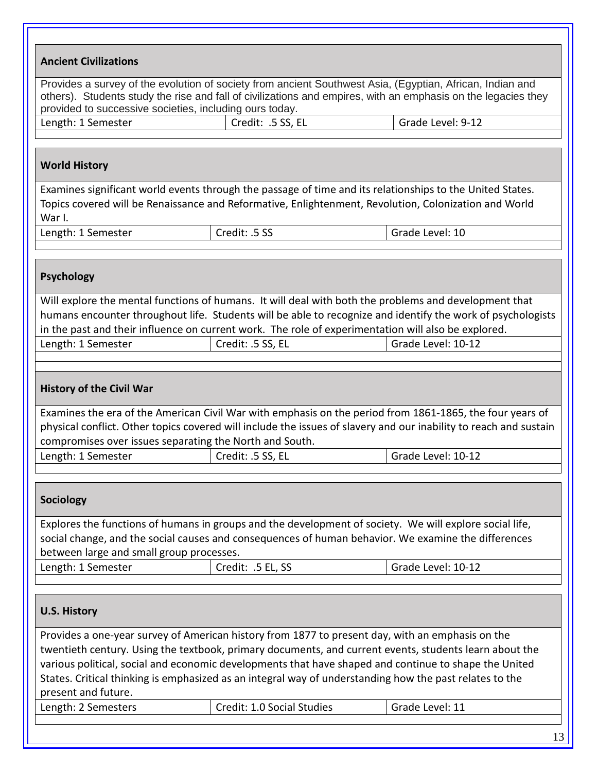### Ancient Civilizations

Provides a survey of the evolution of society from ancient Southwest Asia, (Egyptian, African, Indian and others). Students study the rise and fall of civilizations and empires, with an emphasis on the legacies they provided to successive societies, including ours today.

| Length: 1 Semester | Credit: .5 SS, EL | Grade Level: 9-12 |
|---|---|---|

### World History

Examines significant world events through the passage of time and its relationships to the United States. Topics covered will be Renaissance and Reformative, Enlightenment, Revolution, Colonization and World War I.

| Length: 1 Semester | Credit: .5 SS | Grade Level: 10 |
|---|---|---|

### Psychology

Will explore the mental functions of humans. It will deal with both the problems and development that humans encounter throughout life. Students will be able to recognize and identify the work of psychologists in the past and their influence on current work. The role of experimentation will also be explored.

| Length: 1 Semester | Credit: .5 SS, EL | Grade Level: 10-12 |
|---|---|---|

### History of the Civil War

Examines the era of the American Civil War with emphasis on the period from 1861-1865, the four years of physical conflict. Other topics covered will include the issues of slavery and our inability to reach and sustain compromises over issues separating the North and South.

| Length: 1 Semester | Credit: .5 SS, EL | Grade Level: 10-12 |
|---|---|---|

### Sociology

Explores the functions of humans in groups and the development of society. We will explore social life, social change, and the social causes and consequences of human behavior. We examine the differences between large and small group processes.

| Length: 1 Semester | Credit: .5 EL, SS | Grade Level: 10-12 |
|---|---|---|

### U.S. History

Provides a one-year survey of American history from 1877 to present day, with an emphasis on the twentieth century. Using the textbook, primary documents, and current events, students learn about the various political, social and economic developments that have shaped and continue to shape the United States. Critical thinking is emphasized as an integral way of understanding how the past relates to the present and future.

| Length: 2 Semesters | Credit: 1.0 Social Studies | Grade Level: 11 |
|---|---|---|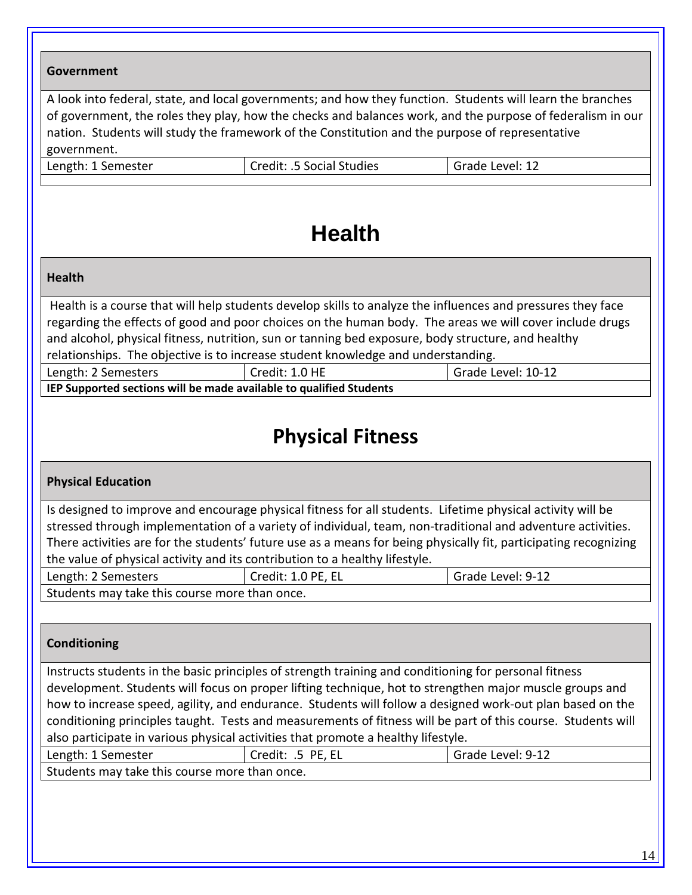| Government | | |
|---|---|---|
| A look into federal, state, and local governments; and how they function. Students will learn the branches of government, the roles they play, how the checks and balances work, and the purpose of federalism in our nation. Students will study the framework of the Constitution and the purpose of representative government. | | |
| Length: 1 Semester | Credit: .5 Social Studies | Grade Level: 12 |

# Health

| Health | | |
|---|---|---|
| Health is a course that will help students develop skills to analyze the influences and pressures they face regarding the effects of good and poor choices on the human body. The areas we will cover include drugs and alcohol, physical fitness, nutrition, sun or tanning bed exposure, body structure, and healthy relationships. The objective is to increase student knowledge and understanding. | | |
| Length: 2 Semesters | Credit: 1.0 HE | Grade Level: 10-12 |
| **IEP Supported sections will be made available to qualified Students** | | |

# Physical Fitness

| Physical Education | | |
|---|---|---|
| Is designed to improve and encourage physical fitness for all students. Lifetime physical activity will be stressed through implementation of a variety of individual, team, non-traditional and adventure activities. There activities are for the students' future use as a means for being physically fit, participating recognizing the value of physical activity and its contribution to a healthy lifestyle. | | |
| Length: 2 Semesters | Credit: 1.0 PE, EL | Grade Level: 9-12 |
| Students may take this course more than once. | | |

| Conditioning | | |
|---|---|---|
| Instructs students in the basic principles of strength training and conditioning for personal fitness development. Students will focus on proper lifting technique, hot to strengthen major muscle groups and how to increase speed, agility, and endurance. Students will follow a designed work-out plan based on the conditioning principles taught. Tests and measurements of fitness will be part of this course. Students will also participate in various physical activities that promote a healthy lifestyle. | | |
| Length: 1 Semester | Credit: .5 PE, EL | Grade Level: 9-12 |
| Students may take this course more than once. | | |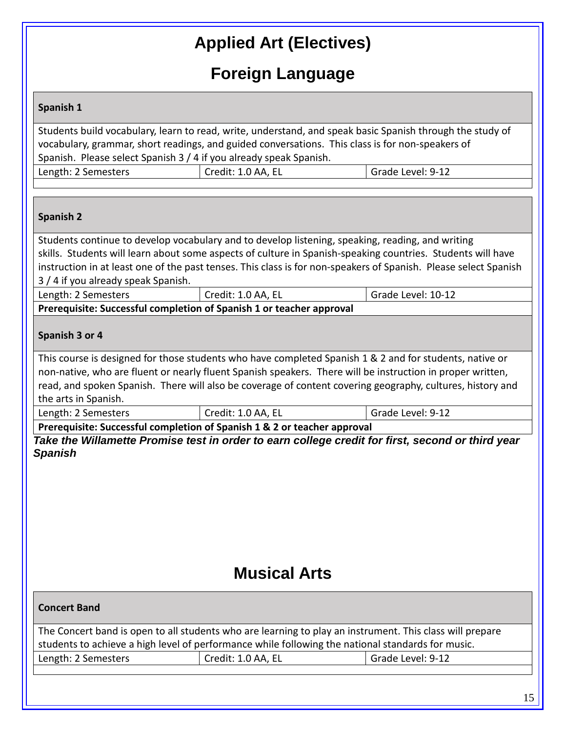# Applied Art (Electives)

## Foreign Language

| Spanish 1 | | |
|---|---|---|
| Students build vocabulary, learn to read, write, understand, and speak basic Spanish through the study of vocabulary, grammar, short readings, and guided conversations. This class is for non-speakers of Spanish. Please select Spanish 3 / 4 if you already speak Spanish. | | |
| Length: 2 Semesters | Credit: 1.0 AA, EL | Grade Level: 9-12 |

| Spanish 2 | | |
|---|---|---|
| Students continue to develop vocabulary and to develop listening, speaking, reading, and writing skills. Students will learn about some aspects of culture in Spanish-speaking countries. Students will have instruction in at least one of the past tenses. This class is for non-speakers of Spanish. Please select Spanish 3 / 4 if you already speak Spanish. | | |
| Length: 2 Semesters | Credit: 1.0 AA, EL | Grade Level: 10-12 |
| **Prerequisite: Successful completion of Spanish 1 or teacher approval** | | |

| Spanish 3 or 4 | | |
|---|---|---|
| This course is designed for those students who have completed Spanish 1 & 2 and for students, native or non-native, who are fluent or nearly fluent Spanish speakers. There will be instruction in proper written, read, and spoken Spanish. There will also be coverage of content covering geography, cultures, history and the arts in Spanish. | | |
| Length: 2 Semesters | Credit: 1.0 AA, EL | Grade Level: 9-12 |
| **Prerequisite: Successful completion of Spanish 1 & 2 or teacher approval** | | |

***Take the Willamette Promise test in order to earn college credit for first, second or third year Spanish***

## Musical Arts

| Concert Band | | |
|---|---|---|
| The Concert band is open to all students who are learning to play an instrument. This class will prepare students to achieve a high level of performance while following the national standards for music. | | |
| Length: 2 Semesters | Credit: 1.0 AA, EL | Grade Level: 9-12 |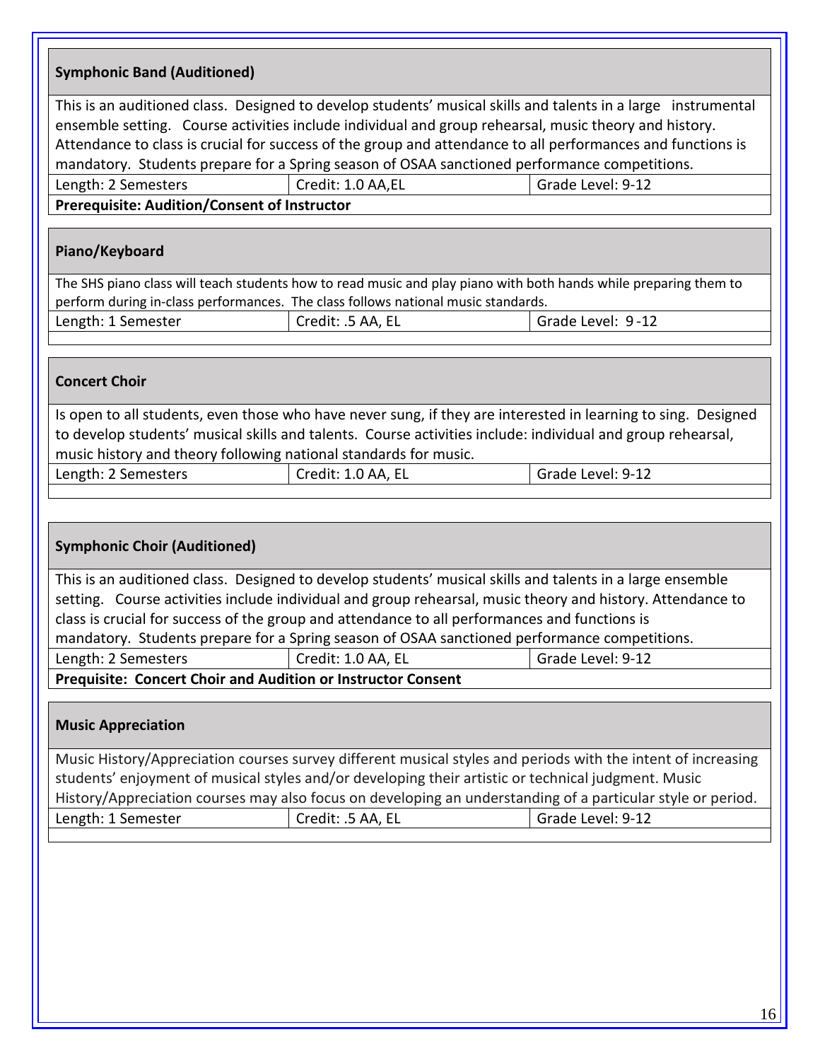### Symphonic Band (Auditioned)

This is an auditioned class. Designed to develop students' musical skills and talents in a large instrumental ensemble setting. Course activities include individual and group rehearsal, music theory and history. Attendance to class is crucial for success of the group and attendance to all performances and functions is mandatory. Students prepare for a Spring season of OSAA sanctioned performance competitions.

| Length: 2 Semesters | Credit: 1.0 AA,EL | Grade Level: 9-12 |
|---|---|---|

**Prerequisite: Audition/Consent of Instructor**

### Piano/Keyboard

The SHS piano class will teach students how to read music and play piano with both hands while preparing them to perform during in-class performances. The class follows national music standards.

| Length: 1 Semester | Credit: .5 AA, EL | Grade Level: 9 -12 |
|---|---|---|

### Concert Choir

Is open to all students, even those who have never sung, if they are interested in learning to sing. Designed to develop students' musical skills and talents. Course activities include: individual and group rehearsal, music history and theory following national standards for music.

| Length: 2 Semesters | Credit: 1.0 AA, EL | Grade Level: 9-12 |
|---|---|---|

### Symphonic Choir (Auditioned)

This is an auditioned class. Designed to develop students' musical skills and talents in a large ensemble setting. Course activities include individual and group rehearsal, music theory and history. Attendance to class is crucial for success of the group and attendance to all performances and functions is mandatory. Students prepare for a Spring season of OSAA sanctioned performance competitions.

| Length: 2 Semesters | Credit: 1.0 AA, EL | Grade Level: 9-12 |
|---|---|---|

**Prequisite: Concert Choir and Audition or Instructor Consent**

### Music Appreciation

Music History/Appreciation courses survey different musical styles and periods with the intent of increasing students' enjoyment of musical styles and/or developing their artistic or technical judgment. Music History/Appreciation courses may also focus on developing an understanding of a particular style or period.

| Length: 1 Semester | Credit: .5 AA, EL | Grade Level: 9-12 |
|---|---|---|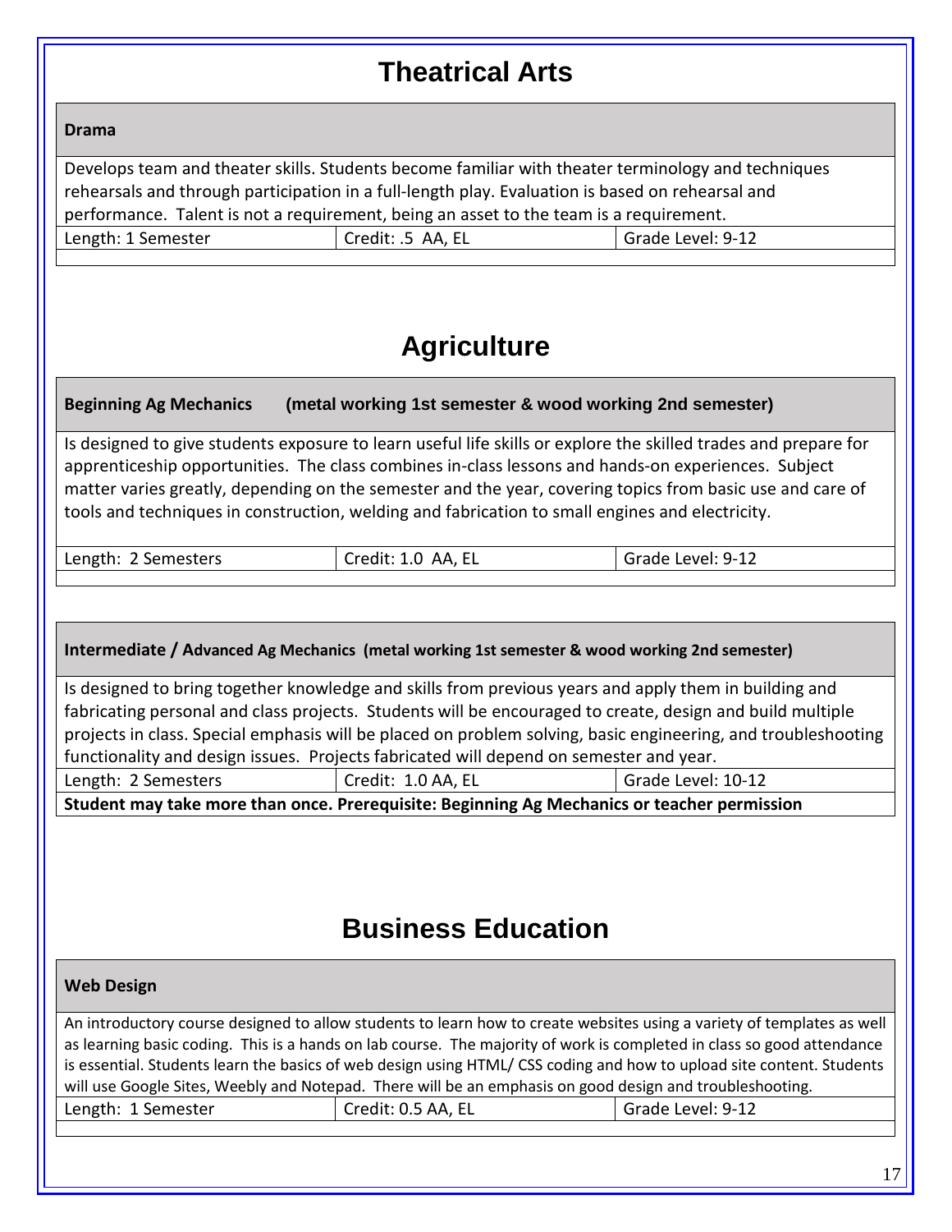# Theatrical Arts

| **Drama** | | |
|---|---|---|
| Develops team and theater skills. Students become familiar with theater terminology and techniques rehearsals and through participation in a full-length play. Evaluation is based on rehearsal and performance. Talent is not a requirement, being an asset to the team is a requirement. | | |
| Length: 1 Semester | Credit: .5 AA, EL | Grade Level: 9-12 |

# Agriculture

| **Beginning Ag Mechanics** **(metal working 1st semester & wood working 2nd semester)** | | |
|---|---|---|
| Is designed to give students exposure to learn useful life skills or explore the skilled trades and prepare for apprenticeship opportunities. The class combines in-class lessons and hands-on experiences. Subject matter varies greatly, depending on the semester and the year, covering topics from basic use and care of tools and techniques in construction, welding and fabrication to small engines and electricity. | | |
| Length: 2 Semesters | Credit: 1.0 AA, EL | Grade Level: 9-12 |

| **Intermediate / Advanced Ag Mechanics (metal working 1st semester & wood working 2nd semester)** | | |
|---|---|---|
| Is designed to bring together knowledge and skills from previous years and apply them in building and fabricating personal and class projects. Students will be encouraged to create, design and build multiple projects in class. Special emphasis will be placed on problem solving, basic engineering, and troubleshooting functionality and design issues. Projects fabricated will depend on semester and year. | | |
| Length: 2 Semesters | Credit: 1.0 AA, EL | Grade Level: 10-12 |
| **Student may take more than once. Prerequisite: Beginning Ag Mechanics or teacher permission** | | |

# Business Education

| **Web Design** | | |
|---|---|---|
| An introductory course designed to allow students to learn how to create websites using a variety of templates as well as learning basic coding. This is a hands on lab course. The majority of work is completed in class so good attendance is essential. Students learn the basics of web design using HTML/ CSS coding and how to upload site content. Students will use Google Sites, Weebly and Notepad. There will be an emphasis on good design and troubleshooting. | | |
| Length: 1 Semester | Credit: 0.5 AA, EL | Grade Level: 9-12 |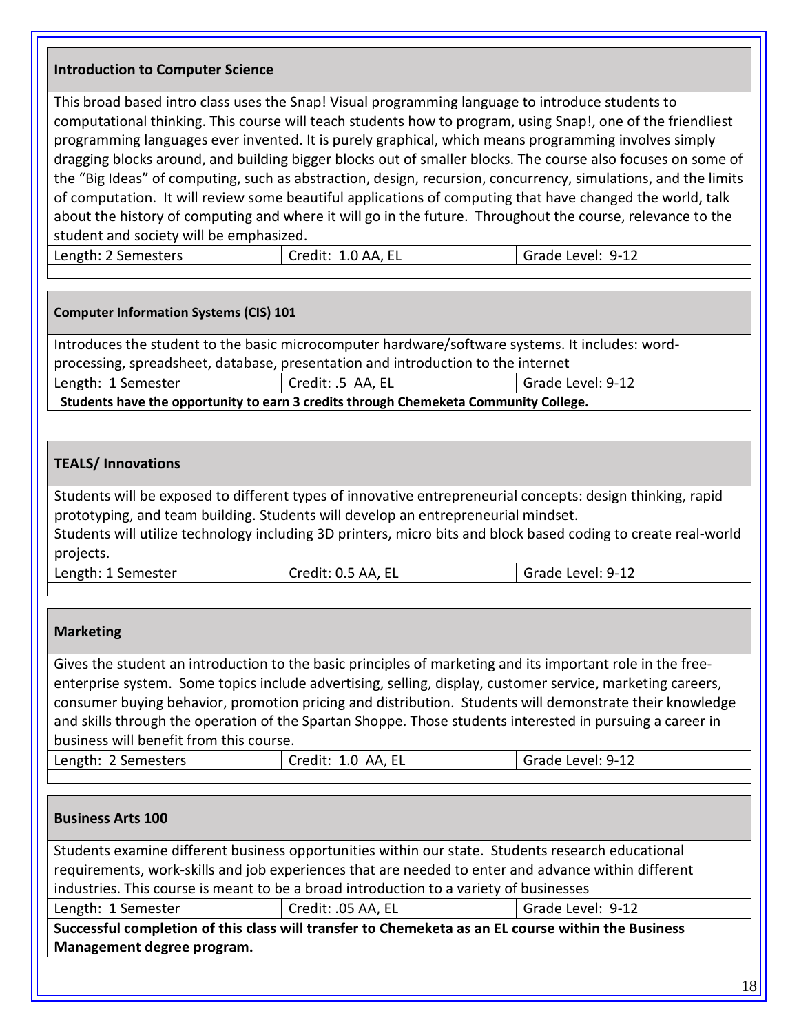### Introduction to Computer Science

This broad based intro class uses the Snap! Visual programming language to introduce students to computational thinking. This course will teach students how to program, using Snap!, one of the friendliest programming languages ever invented. It is purely graphical, which means programming involves simply dragging blocks around, and building bigger blocks out of smaller blocks. The course also focuses on some of the "Big Ideas" of computing, such as abstraction, design, recursion, concurrency, simulations, and the limits of computation. It will review some beautiful applications of computing that have changed the world, talk about the history of computing and where it will go in the future. Throughout the course, relevance to the student and society will be emphasized.

| Length: 2 Semesters | Credit: 1.0 AA, EL | Grade Level: 9-12 |
|---|---|---|

### Computer Information Systems (CIS) 101

Introduces the student to the basic microcomputer hardware/software systems. It includes: word-processing, spreadsheet, database, presentation and introduction to the internet

| Length: 1 Semester | Credit: .5 AA, EL | Grade Level: 9-12 |
|---|---|---|

**Students have the opportunity to earn 3 credits through Chemeketa Community College.**

### TEALS/ Innovations

Students will be exposed to different types of innovative entrepreneurial concepts: design thinking, rapid prototyping, and team building. Students will develop an entrepreneurial mindset.
Students will utilize technology including 3D printers, micro bits and block based coding to create real-world projects.

| Length: 1 Semester | Credit: 0.5 AA, EL | Grade Level: 9-12 |
|---|---|---|

### Marketing

Gives the student an introduction to the basic principles of marketing and its important role in the free-enterprise system. Some topics include advertising, selling, display, customer service, marketing careers, consumer buying behavior, promotion pricing and distribution. Students will demonstrate their knowledge and skills through the operation of the Spartan Shoppe. Those students interested in pursuing a career in business will benefit from this course.

| Length: 2 Semesters | Credit: 1.0 AA, EL | Grade Level: 9-12 |
|---|---|---|

### Business Arts 100

Students examine different business opportunities within our state. Students research educational requirements, work-skills and job experiences that are needed to enter and advance within different industries. This course is meant to be a broad introduction to a variety of businesses

| Length: 1 Semester | Credit: .05 AA, EL | Grade Level: 9-12 |
|---|---|---|

**Successful completion of this class will transfer to Chemeketa as an EL course within the Business Management degree program.**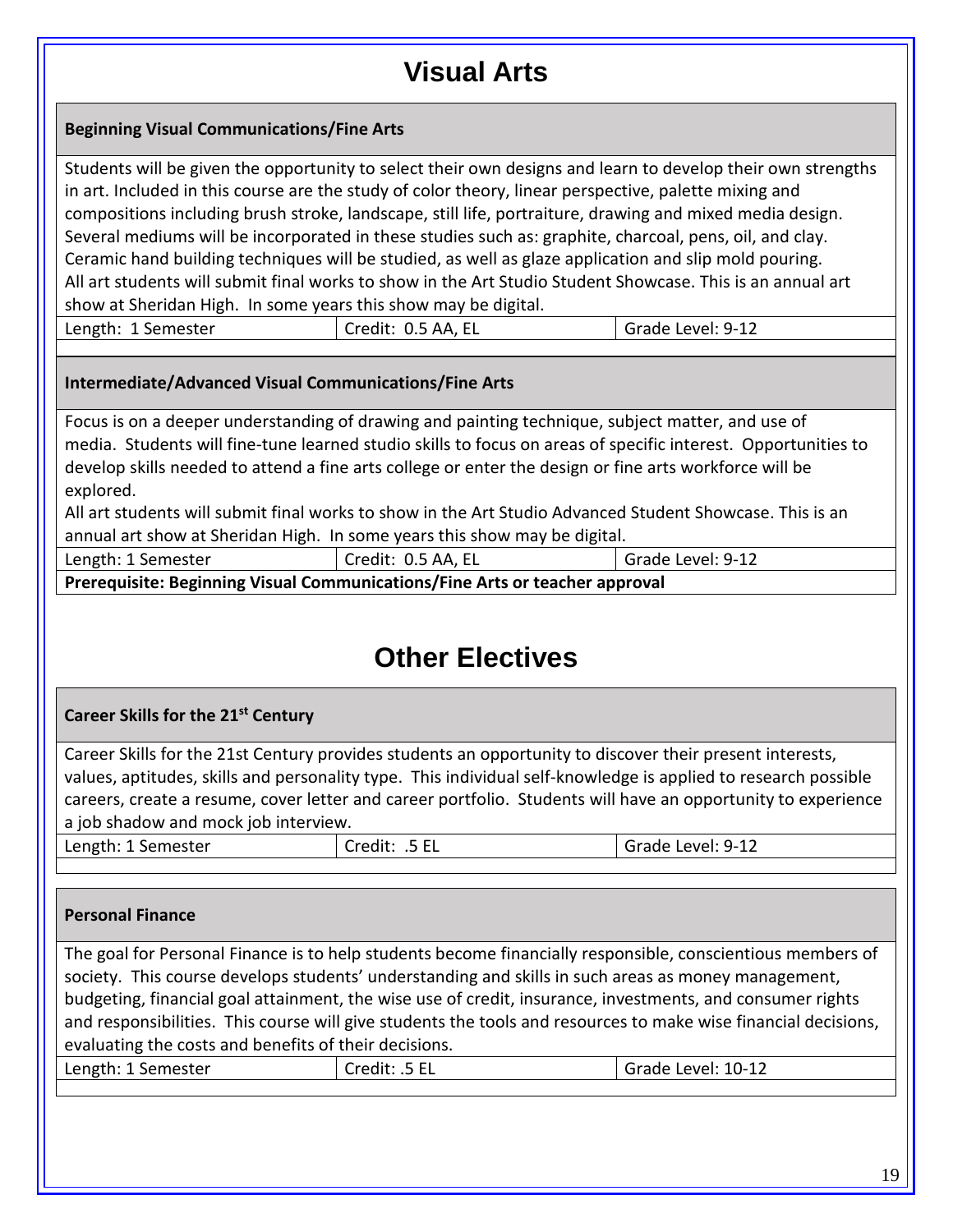# Visual Arts

### Beginning Visual Communications/Fine Arts

Students will be given the opportunity to select their own designs and learn to develop their own strengths in art. Included in this course are the study of color theory, linear perspective, palette mixing and compositions including brush stroke, landscape, still life, portraiture, drawing and mixed media design. Several mediums will be incorporated in these studies such as: graphite, charcoal, pens, oil, and clay. Ceramic hand building techniques will be studied, as well as glaze application and slip mold pouring. All art students will submit final works to show in the Art Studio Student Showcase. This is an annual art show at Sheridan High. In some years this show may be digital.

| Length: 1 Semester | Credit: 0.5 AA, EL | Grade Level: 9-12 |
|---|---|---|

### Intermediate/Advanced Visual Communications/Fine Arts

Focus is on a deeper understanding of drawing and painting technique, subject matter, and use of media. Students will fine-tune learned studio skills to focus on areas of specific interest. Opportunities to develop skills needed to attend a fine arts college or enter the design or fine arts workforce will be explored.

All art students will submit final works to show in the Art Studio Advanced Student Showcase. This is an annual art show at Sheridan High. In some years this show may be digital.

| Length: 1 Semester | Credit: 0.5 AA, EL | Grade Level: 9-12 |
|---|---|---|

**Prerequisite: Beginning Visual Communications/Fine Arts or teacher approval**

# Other Electives

### Career Skills for the 21st Century

Career Skills for the 21st Century provides students an opportunity to discover their present interests, values, aptitudes, skills and personality type. This individual self-knowledge is applied to research possible careers, create a resume, cover letter and career portfolio. Students will have an opportunity to experience a job shadow and mock job interview.

| Length: 1 Semester | Credit: .5 EL | Grade Level: 9-12 |
|---|---|---|

### Personal Finance

The goal for Personal Finance is to help students become financially responsible, conscientious members of society. This course develops students' understanding and skills in such areas as money management, budgeting, financial goal attainment, the wise use of credit, insurance, investments, and consumer rights and responsibilities. This course will give students the tools and resources to make wise financial decisions, evaluating the costs and benefits of their decisions.

| Length: 1 Semester | Credit: .5 EL | Grade Level: 10-12 |
|---|---|---|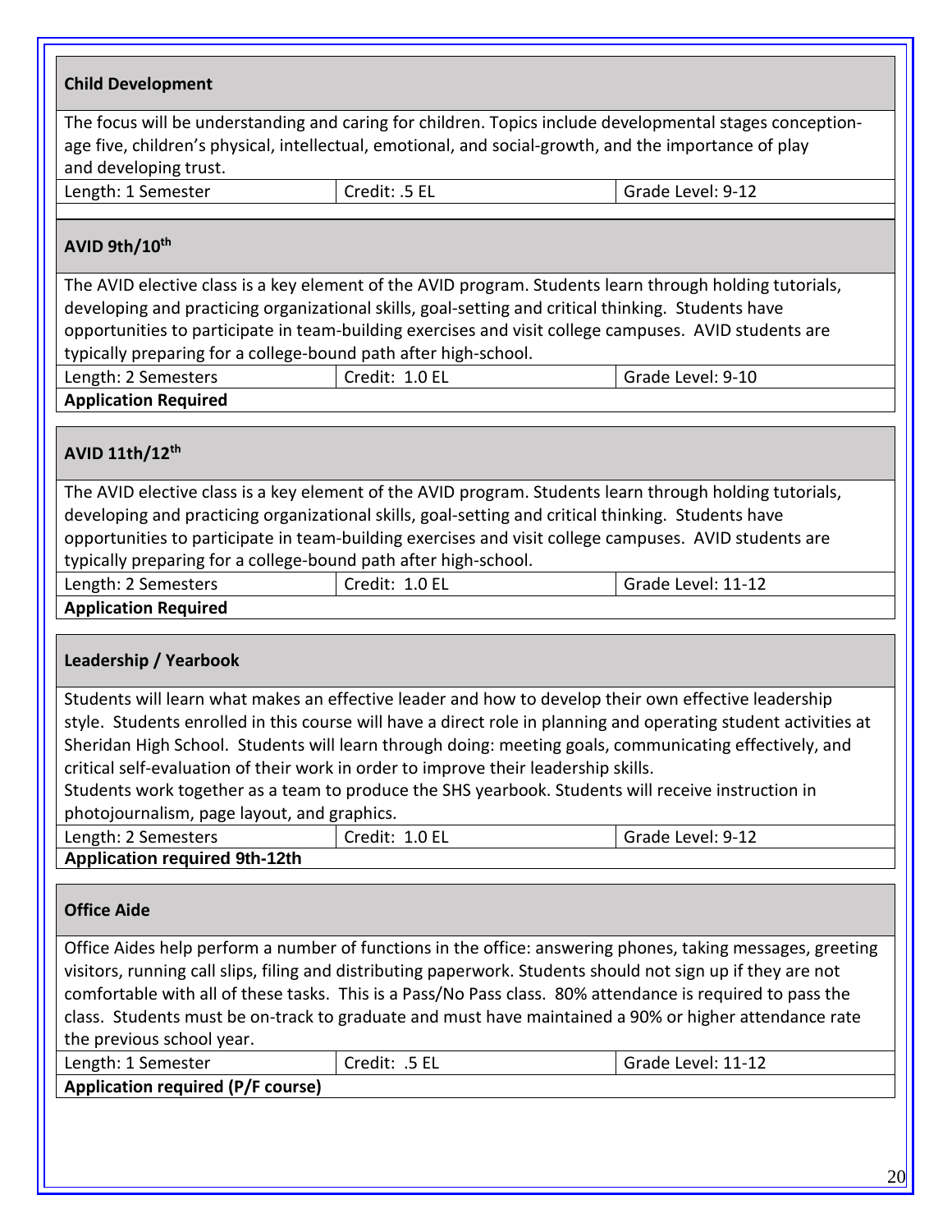### Child Development

The focus will be understanding and caring for children. Topics include developmental stages conception-age five, children's physical, intellectual, emotional, and social-growth, and the importance of play and developing trust.

| Length: 1 Semester | Credit: .5 EL | Grade Level: 9-12 |
|---|---|---|

### AVID 9th/10th

The AVID elective class is a key element of the AVID program. Students learn through holding tutorials, developing and practicing organizational skills, goal-setting and critical thinking. Students have opportunities to participate in team-building exercises and visit college campuses. AVID students are typically preparing for a college-bound path after high-school.

| Length: 2 Semesters | Credit: 1.0 EL | Grade Level: 9-10 |
|---|---|---|

**Application Required**

### AVID 11th/12th

The AVID elective class is a key element of the AVID program. Students learn through holding tutorials, developing and practicing organizational skills, goal-setting and critical thinking. Students have opportunities to participate in team-building exercises and visit college campuses. AVID students are typically preparing for a college-bound path after high-school.

| Length: 2 Semesters | Credit: 1.0 EL | Grade Level: 11-12 |
|---|---|---|

**Application Required**

### Leadership / Yearbook

Students will learn what makes an effective leader and how to develop their own effective leadership style. Students enrolled in this course will have a direct role in planning and operating student activities at Sheridan High School. Students will learn through doing: meeting goals, communicating effectively, and critical self-evaluation of their work in order to improve their leadership skills.
Students work together as a team to produce the SHS yearbook. Students will receive instruction in photojournalism, page layout, and graphics.

| Length: 2 Semesters | Credit: 1.0 EL | Grade Level: 9-12 |
|---|---|---|

**Application required 9th-12th**

### Office Aide

Office Aides help perform a number of functions in the office: answering phones, taking messages, greeting visitors, running call slips, filing and distributing paperwork. Students should not sign up if they are not comfortable with all of these tasks. This is a Pass/No Pass class. 80% attendance is required to pass the class. Students must be on-track to graduate and must have maintained a 90% or higher attendance rate the previous school year.

| Length: 1 Semester | Credit: .5 EL | Grade Level: 11-12 |
|---|---|---|

**Application required (P/F course)**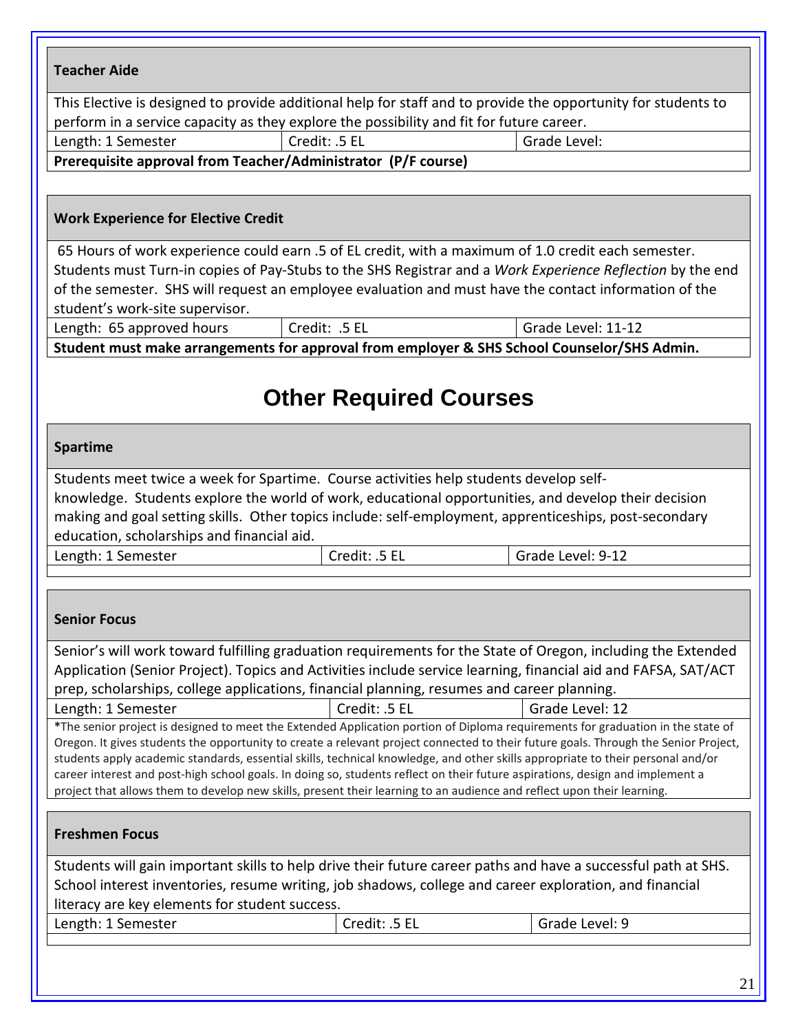### Teacher Aide

This Elective is designed to provide additional help for staff and to provide the opportunity for students to perform in a service capacity as they explore the possibility and fit for future career.

| Length: 1 Semester | Credit: .5 EL | Grade Level: |
|---|---|---|

**Prerequisite approval from Teacher/Administrator (P/F course)**

### Work Experience for Elective Credit

65 Hours of work experience could earn .5 of EL credit, with a maximum of 1.0 credit each semester. Students must Turn-in copies of Pay-Stubs to the SHS Registrar and a *Work Experience Reflection* by the end of the semester. SHS will request an employee evaluation and must have the contact information of the student's work-site supervisor.

| Length: 65 approved hours | Credit: .5 EL | Grade Level: 11-12 |
|---|---|---|

**Student must make arrangements for approval from employer & SHS School Counselor/SHS Admin.**

# Other Required Courses

### Spartime

Students meet twice a week for Spartime. Course activities help students develop self-knowledge. Students explore the world of work, educational opportunities, and develop their decision making and goal setting skills. Other topics include: self-employment, apprenticeships, post-secondary education, scholarships and financial aid.

| Length: 1 Semester | Credit: .5 EL | Grade Level: 9-12 |
|---|---|---|

### Senior Focus

Senior's will work toward fulfilling graduation requirements for the State of Oregon, including the Extended Application (Senior Project). Topics and Activities include service learning, financial aid and FAFSA, SAT/ACT prep, scholarships, college applications, financial planning, resumes and career planning.

| Length: 1 Semester | Credit: .5 EL | Grade Level: 12 |
|---|---|---|

*The senior project is designed to meet the Extended Application portion of Diploma requirements for graduation in the state of Oregon. It gives students the opportunity to create a relevant project connected to their future goals. Through the Senior Project, students apply academic standards, essential skills, technical knowledge, and other skills appropriate to their personal and/or career interest and post-high school goals. In doing so, students reflect on their future aspirations, design and implement a project that allows them to develop new skills, present their learning to an audience and reflect upon their learning.

### Freshmen Focus

Students will gain important skills to help drive their future career paths and have a successful path at SHS. School interest inventories, resume writing, job shadows, college and career exploration, and financial literacy are key elements for student success.

| Length: 1 Semester | Credit: .5 EL | Grade Level: 9 |
|---|---|---|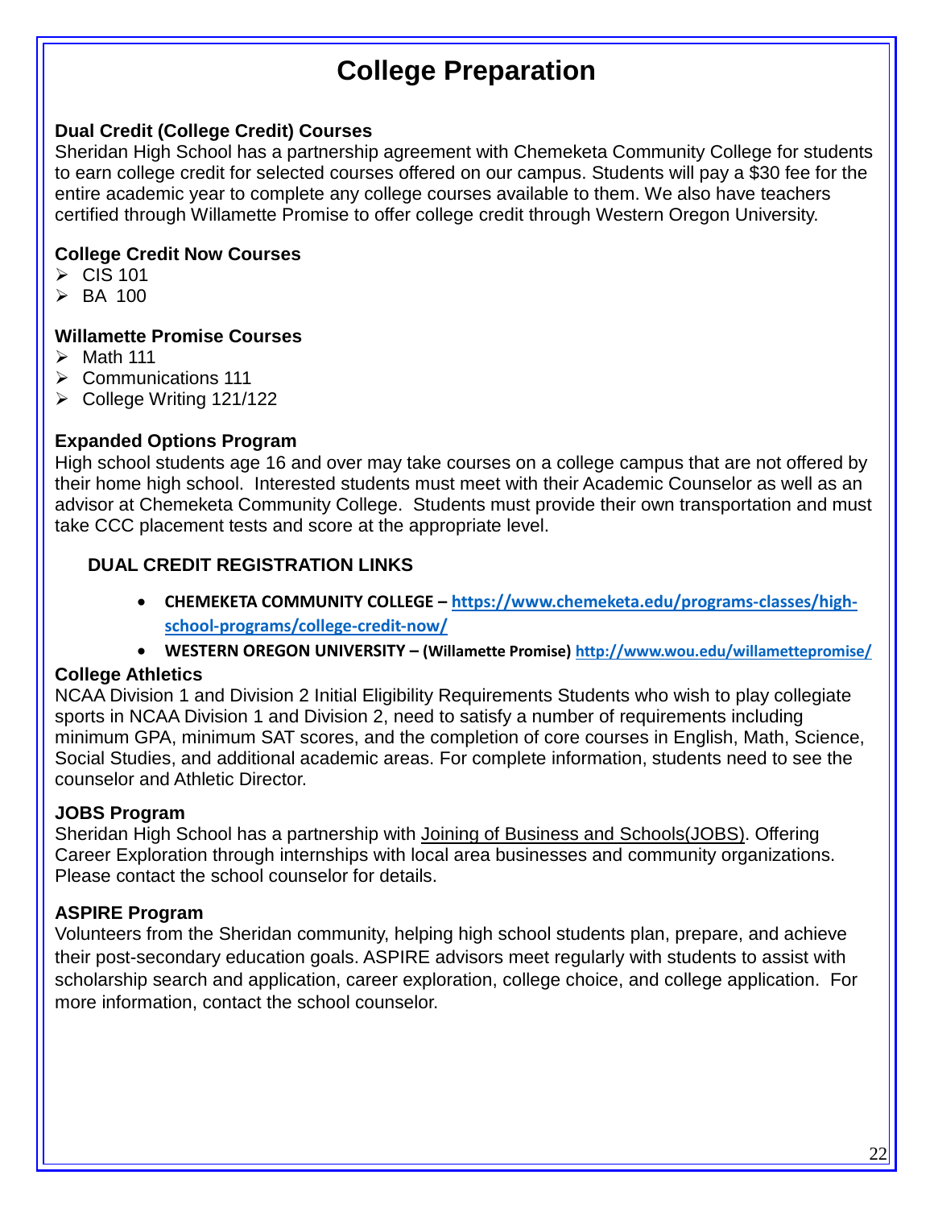# College Preparation

### Dual Credit (College Credit) Courses

Sheridan High School has a partnership agreement with Chemeketa Community College for students to earn college credit for selected courses offered on our campus. Students will pay a $30 fee for the entire academic year to complete any college courses available to them. We also have teachers certified through Willamette Promise to offer college credit through Western Oregon University.

### College Credit Now Courses

- CIS 101
- BA 100

### Willamette Promise Courses

- Math 111
- Communications 111
- College Writing 121/122

### Expanded Options Program

High school students age 16 and over may take courses on a college campus that are not offered by their home high school. Interested students must meet with their Academic Counselor as well as an advisor at Chemeketa Community College. Students must provide their own transportation and must take CCC placement tests and score at the appropriate level.

### DUAL CREDIT REGISTRATION LINKS

- **CHEMEKETA COMMUNITY COLLEGE – https://www.chemeketa.edu/programs-classes/high-school-programs/college-credit-now/**
- **WESTERN OREGON UNIVERSITY – (Willamette Promise) http://www.wou.edu/willamettepromise/**

### College Athletics

NCAA Division 1 and Division 2 Initial Eligibility Requirements Students who wish to play collegiate sports in NCAA Division 1 and Division 2, need to satisfy a number of requirements including minimum GPA, minimum SAT scores, and the completion of core courses in English, Math, Science, Social Studies, and additional academic areas. For complete information, students need to see the counselor and Athletic Director.

### JOBS Program

Sheridan High School has a partnership with Joining of Business and Schools(JOBS). Offering Career Exploration through internships with local area businesses and community organizations. Please contact the school counselor for details.

### ASPIRE Program

Volunteers from the Sheridan community, helping high school students plan, prepare, and achieve their post-secondary education goals. ASPIRE advisors meet regularly with students to assist with scholarship search and application, career exploration, college choice, and college application. For more information, contact the school counselor.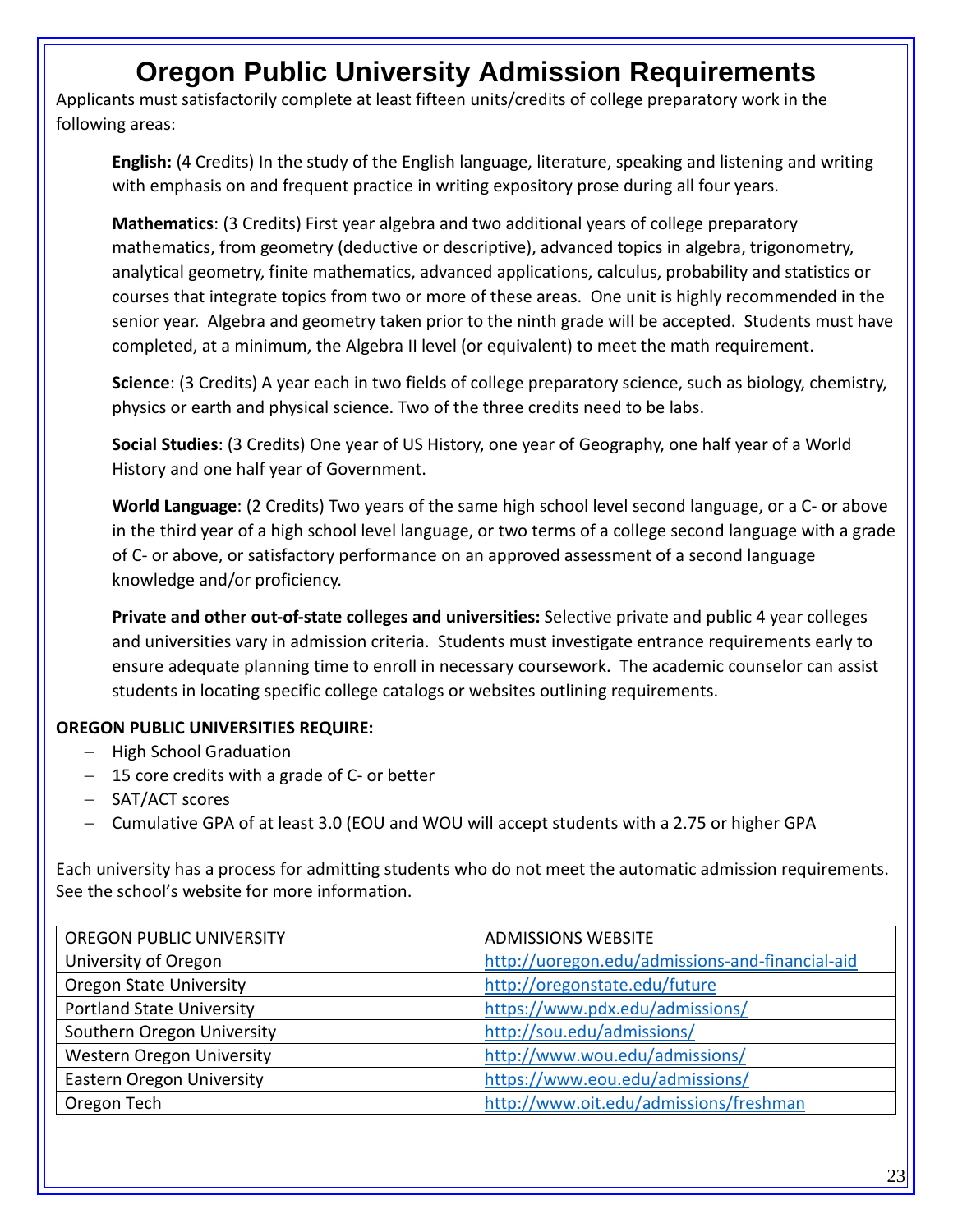# Oregon Public University Admission Requirements

Applicants must satisfactorily complete at least fifteen units/credits of college preparatory work in the following areas:

**English:** (4 Credits) In the study of the English language, literature, speaking and listening and writing with emphasis on and frequent practice in writing expository prose during all four years.

**Mathematics**: (3 Credits) First year algebra and two additional years of college preparatory mathematics, from geometry (deductive or descriptive), advanced topics in algebra, trigonometry, analytical geometry, finite mathematics, advanced applications, calculus, probability and statistics or courses that integrate topics from two or more of these areas. One unit is highly recommended in the senior year. Algebra and geometry taken prior to the ninth grade will be accepted. Students must have completed, at a minimum, the Algebra II level (or equivalent) to meet the math requirement.

**Science**: (3 Credits) A year each in two fields of college preparatory science, such as biology, chemistry, physics or earth and physical science. Two of the three credits need to be labs.

**Social Studies**: (3 Credits) One year of US History, one year of Geography, one half year of a World History and one half year of Government.

**World Language**: (2 Credits) Two years of the same high school level second language, or a C- or above in the third year of a high school level language, or two terms of a college second language with a grade of C- or above, or satisfactory performance on an approved assessment of a second language knowledge and/or proficiency.

**Private and other out-of-state colleges and universities:** Selective private and public 4 year colleges and universities vary in admission criteria. Students must investigate entrance requirements early to ensure adequate planning time to enroll in necessary coursework. The academic counselor can assist students in locating specific college catalogs or websites outlining requirements.

**OREGON PUBLIC UNIVERSITIES REQUIRE:**

- High School Graduation
- 15 core credits with a grade of C- or better
- SAT/ACT scores
- Cumulative GPA of at least 3.0 (EOU and WOU will accept students with a 2.75 or higher GPA

Each university has a process for admitting students who do not meet the automatic admission requirements. See the school's website for more information.

| OREGON PUBLIC UNIVERSITY | ADMISSIONS WEBSITE |
|---|---|
| University of Oregon | http://uoregon.edu/admissions-and-financial-aid |
| Oregon State University | http://oregonstate.edu/future |
| Portland State University | https://www.pdx.edu/admissions/ |
| Southern Oregon University | http://sou.edu/admissions/ |
| Western Oregon University | http://www.wou.edu/admissions/ |
| Eastern Oregon University | https://www.eou.edu/admissions/ |
| Oregon Tech | http://www.oit.edu/admissions/freshman |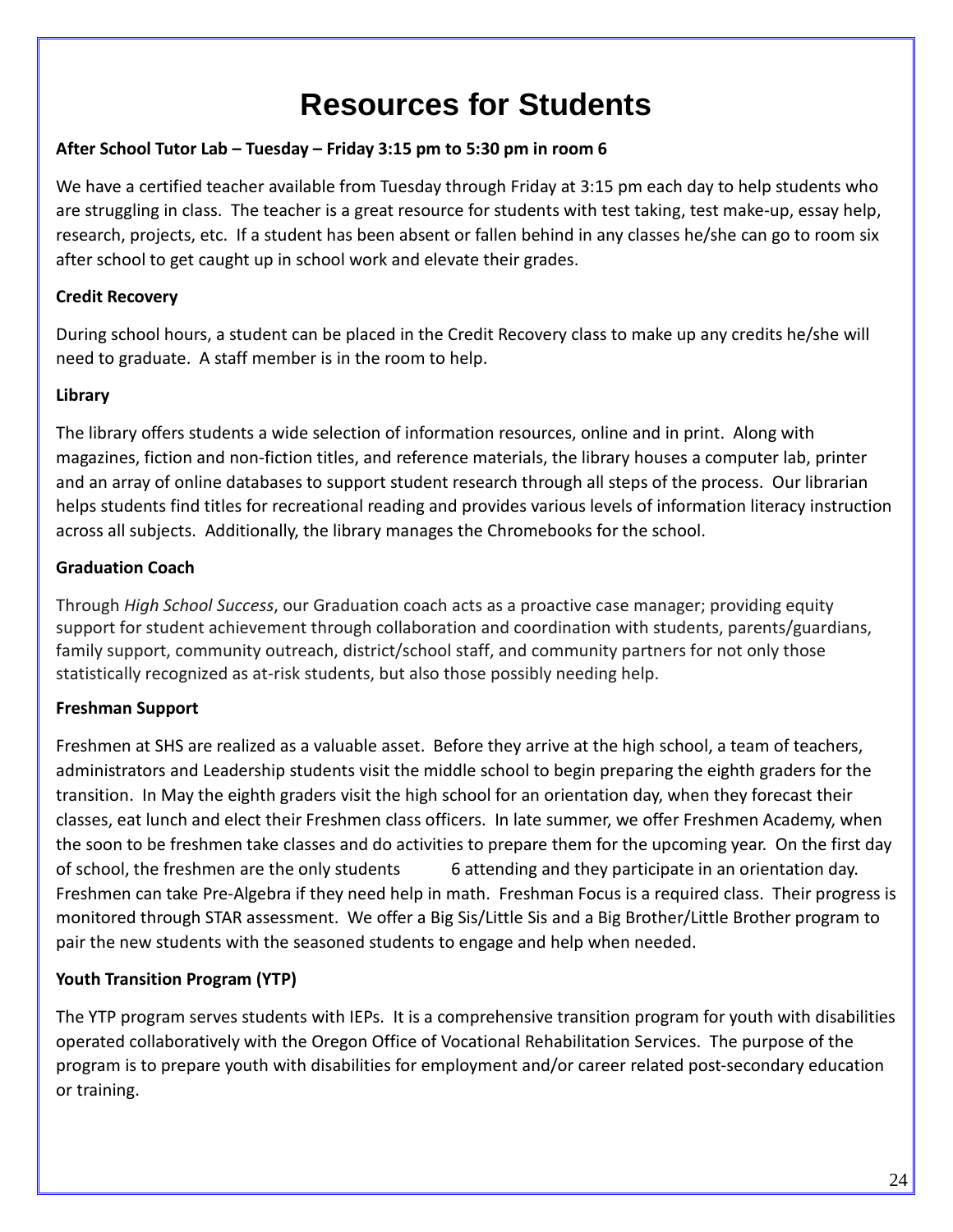# Resources for Students

**After School Tutor Lab – Tuesday – Friday 3:15 pm to 5:30 pm in room 6**

We have a certified teacher available from Tuesday through Friday at 3:15 pm each day to help students who are struggling in class. The teacher is a great resource for students with test taking, test make-up, essay help, research, projects, etc. If a student has been absent or fallen behind in any classes he/she can go to room six after school to get caught up in school work and elevate their grades.

**Credit Recovery**

During school hours, a student can be placed in the Credit Recovery class to make up any credits he/she will need to graduate. A staff member is in the room to help.

**Library**

The library offers students a wide selection of information resources, online and in print. Along with magazines, fiction and non-fiction titles, and reference materials, the library houses a computer lab, printer and an array of online databases to support student research through all steps of the process. Our librarian helps students find titles for recreational reading and provides various levels of information literacy instruction across all subjects. Additionally, the library manages the Chromebooks for the school.

**Graduation Coach**

Through *High School Success*, our Graduation coach acts as a proactive case manager; providing equity support for student achievement through collaboration and coordination with students, parents/guardians, family support, community outreach, district/school staff, and community partners for not only those statistically recognized as at-risk students, but also those possibly needing help.

**Freshman Support**

Freshmen at SHS are realized as a valuable asset. Before they arrive at the high school, a team of teachers, administrators and Leadership students visit the middle school to begin preparing the eighth graders for the transition. In May the eighth graders visit the high school for an orientation day, when they forecast their classes, eat lunch and elect their Freshmen class officers. In late summer, we offer Freshmen Academy, when the soon to be freshmen take classes and do activities to prepare them for the upcoming year. On the first day of school, the freshmen are the only students 6 attending and they participate in an orientation day. Freshmen can take Pre-Algebra if they need help in math. Freshman Focus is a required class. Their progress is monitored through STAR assessment. We offer a Big Sis/Little Sis and a Big Brother/Little Brother program to pair the new students with the seasoned students to engage and help when needed.

**Youth Transition Program (YTP)**

The YTP program serves students with IEPs. It is a comprehensive transition program for youth with disabilities operated collaboratively with the Oregon Office of Vocational Rehabilitation Services. The purpose of the program is to prepare youth with disabilities for employment and/or career related post-secondary education or training.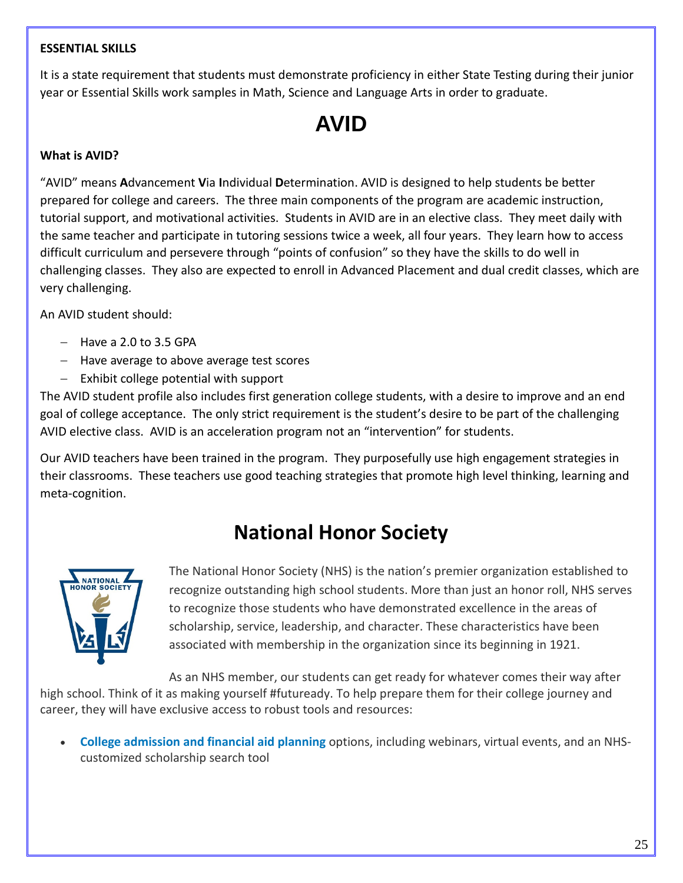**ESSENTIAL SKILLS**

It is a state requirement that students must demonstrate proficiency in either State Testing during their junior year or Essential Skills work samples in Math, Science and Language Arts in order to graduate.

# AVID

**What is AVID?**

"AVID" means **A**dvancement **V**ia **I**ndividual **D**etermination. AVID is designed to help students be better prepared for college and careers. The three main components of the program are academic instruction, tutorial support, and motivational activities. Students in AVID are in an elective class. They meet daily with the same teacher and participate in tutoring sessions twice a week, all four years. They learn how to access difficult curriculum and persevere through "points of confusion" so they have the skills to do well in challenging classes. They also are expected to enroll in Advanced Placement and dual credit classes, which are very challenging.

An AVID student should:

- Have a 2.0 to 3.5 GPA
- Have average to above average test scores
- Exhibit college potential with support

The AVID student profile also includes first generation college students, with a desire to improve and an end goal of college acceptance. The only strict requirement is the student's desire to be part of the challenging AVID elective class. AVID is an acceleration program not an "intervention" for students.

Our AVID teachers have been trained in the program. They purposefully use high engagement strategies in their classrooms. These teachers use good teaching strategies that promote high level thinking, learning and meta-cognition.

# National Honor Society

The National Honor Society (NHS) is the nation's premier organization established to recognize outstanding high school students. More than just an honor roll, NHS serves to recognize those students who have demonstrated excellence in the areas of scholarship, service, leadership, and character. These characteristics have been associated with membership in the organization since its beginning in 1921.

As an NHS member, our students can get ready for whatever comes their way after high school. Think of it as making yourself #futuready. To help prepare them for their college journey and career, they will have exclusive access to robust tools and resources:

- **College admission and financial aid planning** options, including webinars, virtual events, and an NHS-customized scholarship search tool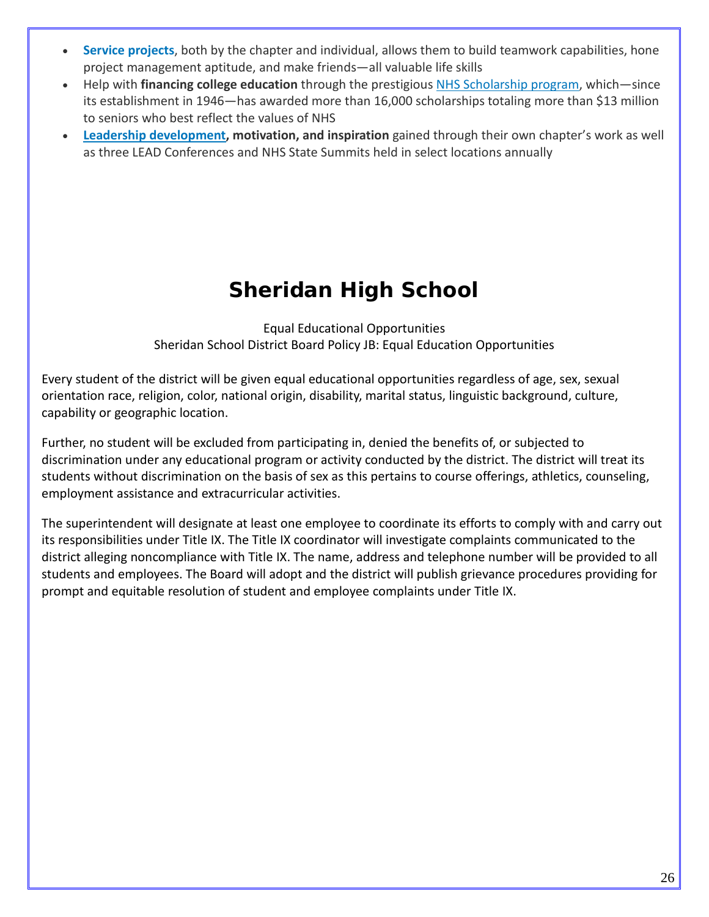- **Service projects**, both by the chapter and individual, allows them to build teamwork capabilities, hone project management aptitude, and make friends—all valuable life skills
- Help with **financing college education** through the prestigious NHS Scholarship program, which—since its establishment in 1946—has awarded more than 16,000 scholarships totaling more than $13 million to seniors who best reflect the values of NHS
- **Leadership development, motivation, and inspiration** gained through their own chapter's work as well as three LEAD Conferences and NHS State Summits held in select locations annually

# Sheridan High School

Equal Educational Opportunities
Sheridan School District Board Policy JB: Equal Education Opportunities

Every student of the district will be given equal educational opportunities regardless of age, sex, sexual orientation race, religion, color, national origin, disability, marital status, linguistic background, culture, capability or geographic location.

Further, no student will be excluded from participating in, denied the benefits of, or subjected to discrimination under any educational program or activity conducted by the district. The district will treat its students without discrimination on the basis of sex as this pertains to course offerings, athletics, counseling, employment assistance and extracurricular activities.

The superintendent will designate at least one employee to coordinate its efforts to comply with and carry out its responsibilities under Title IX. The Title IX coordinator will investigate complaints communicated to the district alleging noncompliance with Title IX. The name, address and telephone number will be provided to all students and employees. The Board will adopt and the district will publish grievance procedures providing for prompt and equitable resolution of student and employee complaints under Title IX.